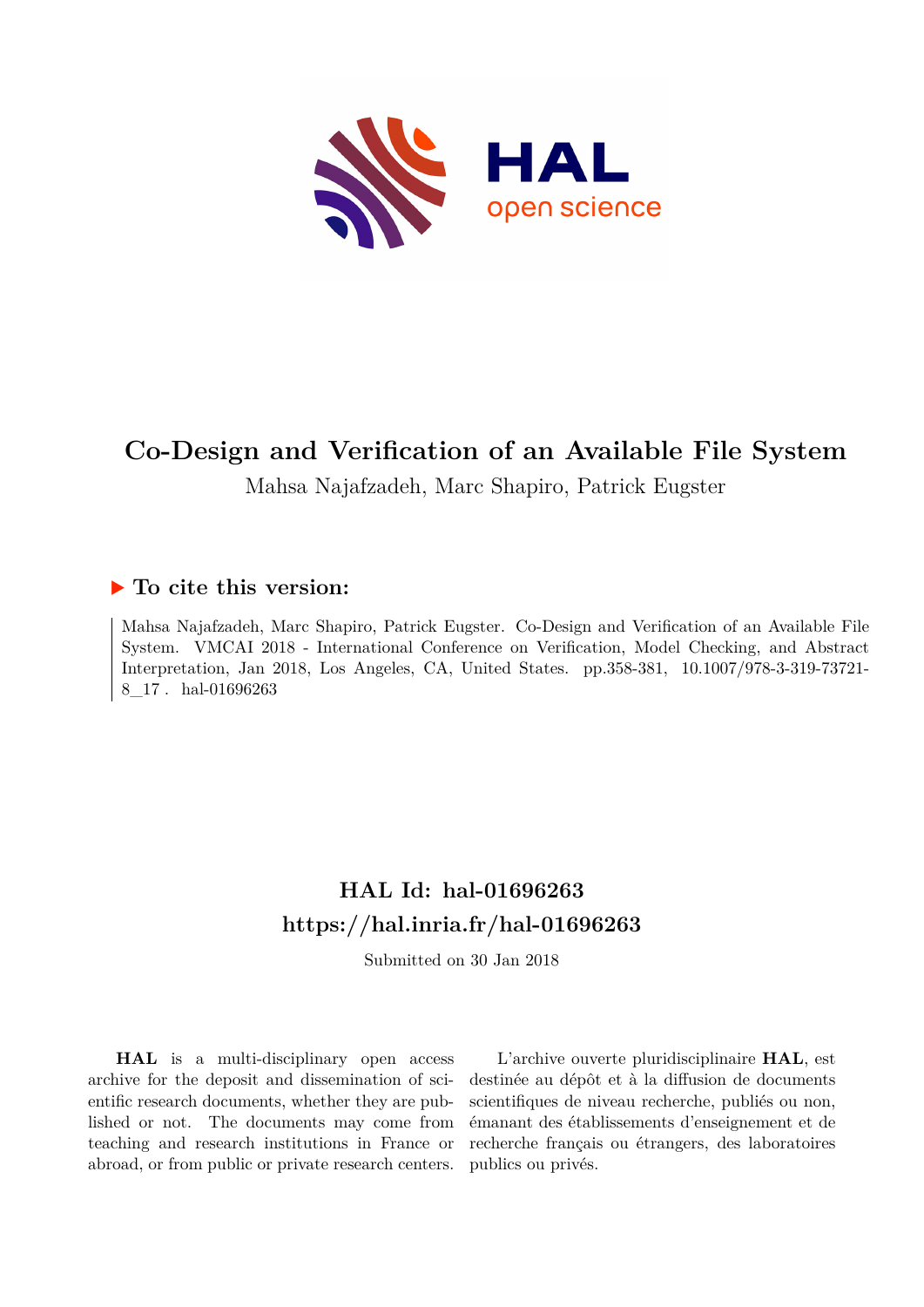# Co-Design and Verification of an Available File System

Mahsa Najafzadeh, Marc Shapiro, Patrick Eugster

## ▶ To cite this version:

Mahsa Najafzadeh, Marc Shapiro, Patrick Eugster. Co-Design and Verification of an Available File System. VMCAI 2018 - International Conference on Verification, Model Checking, and Abstract Interpretation, Jan 2018, Los Angeles, CA, United States. pp.358-381, 10.1007/978-3-319-73721-8_17. hal-01696263

## HAL Id: hal-01696263

## https://hal.inria.fr/hal-01696263

Submitted on 30 Jan 2018

**HAL** is a multi-disciplinary open access archive for the deposit and dissemination of scientific research documents, whether they are published or not. The documents may come from teaching and research institutions in France or abroad, or from public or private research centers.

L'archive ouverte pluridisciplinaire **HAL**, est destinée au dépôt et à la diffusion de documents scientifiques de niveau recherche, publiés ou non, émanant des établissements d'enseignement et de recherche français ou étrangers, des laboratoires publics ou privés.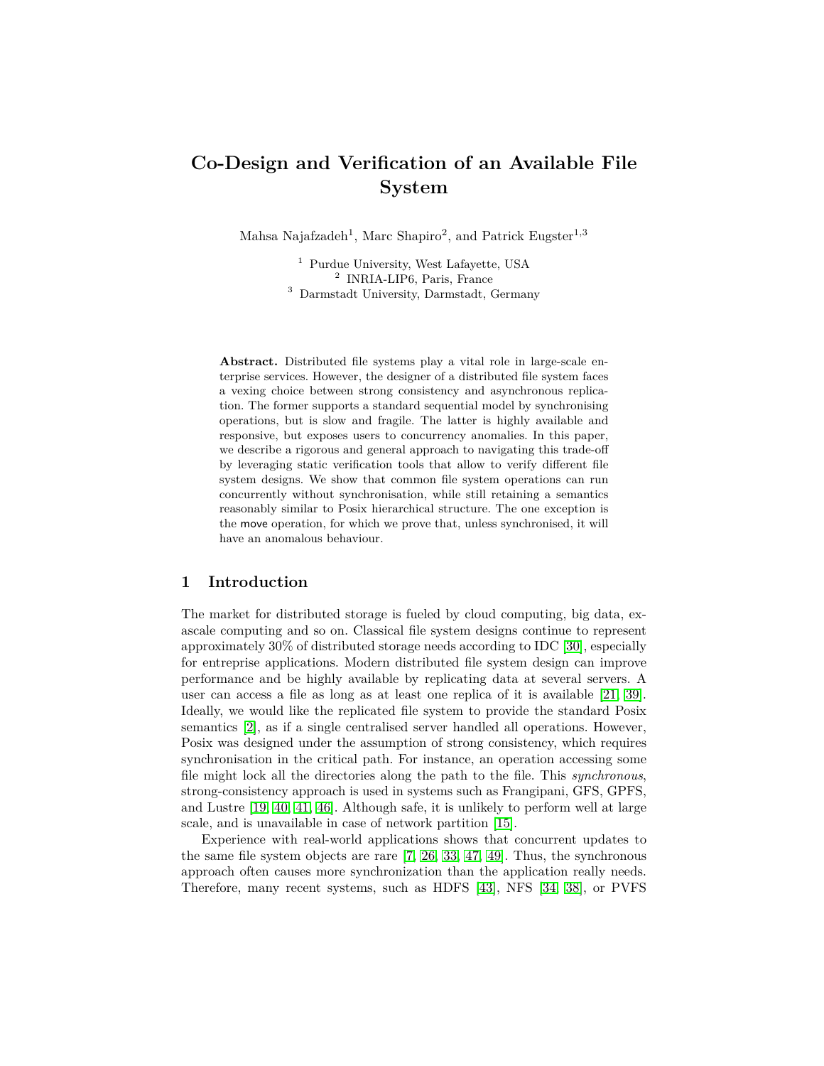# Co-Design and Verification of an Available File System

Mahsa Najafzadeh[1], Marc Shapiro[2], and Patrick Eugster[1,3]

[1] Purdue University, West Lafayette, USA
[2] INRIA-LIP6, Paris, France
[3] Darmstadt University, Darmstadt, Germany

**Abstract.** Distributed file systems play a vital role in large-scale enterprise services. However, the designer of a distributed file system faces a vexing choice between strong consistency and asynchronous replication. The former supports a standard sequential model by synchronising operations, but is slow and fragile. The latter is highly available and responsive, but exposes users to concurrency anomalies. In this paper, we describe a rigorous and general approach to navigating this trade-off by leveraging static verification tools that allow to verify different file system designs. We show that common file system operations can run concurrently without synchronisation, while still retaining a semantics reasonably similar to Posix hierarchical structure. The one exception is the move operation, for which we prove that, unless synchronised, it will have an anomalous behaviour.

## 1 Introduction

The market for distributed storage is fueled by cloud computing, big data, exascale computing and so on. Classical file system designs continue to represent approximately 30% of distributed storage needs according to IDC [30], especially for entreprise applications. Modern distributed file system design can improve performance and be highly available by replicating data at several servers. A user can access a file as long as at least one replica of it is available [21, 39]. Ideally, we would like the replicated file system to provide the standard Posix semantics [2], as if a single centralised server handled all operations. However, Posix was designed under the assumption of strong consistency, which requires synchronisation in the critical path. For instance, an operation accessing some file might lock all the directories along the path to the file. This *synchronous*, strong-consistency approach is used in systems such as Frangipani, GFS, GPFS, and Lustre [19, 40, 41, 46]. Although safe, it is unlikely to perform well at large scale, and is unavailable in case of network partition [15].

Experience with real-world applications shows that concurrent updates to the same file system objects are rare [7, 26, 33, 47, 49]. Thus, the synchronous approach often causes more synchronization than the application really needs. Therefore, many recent systems, such as HDFS [43], NFS [34, 38], or PVFS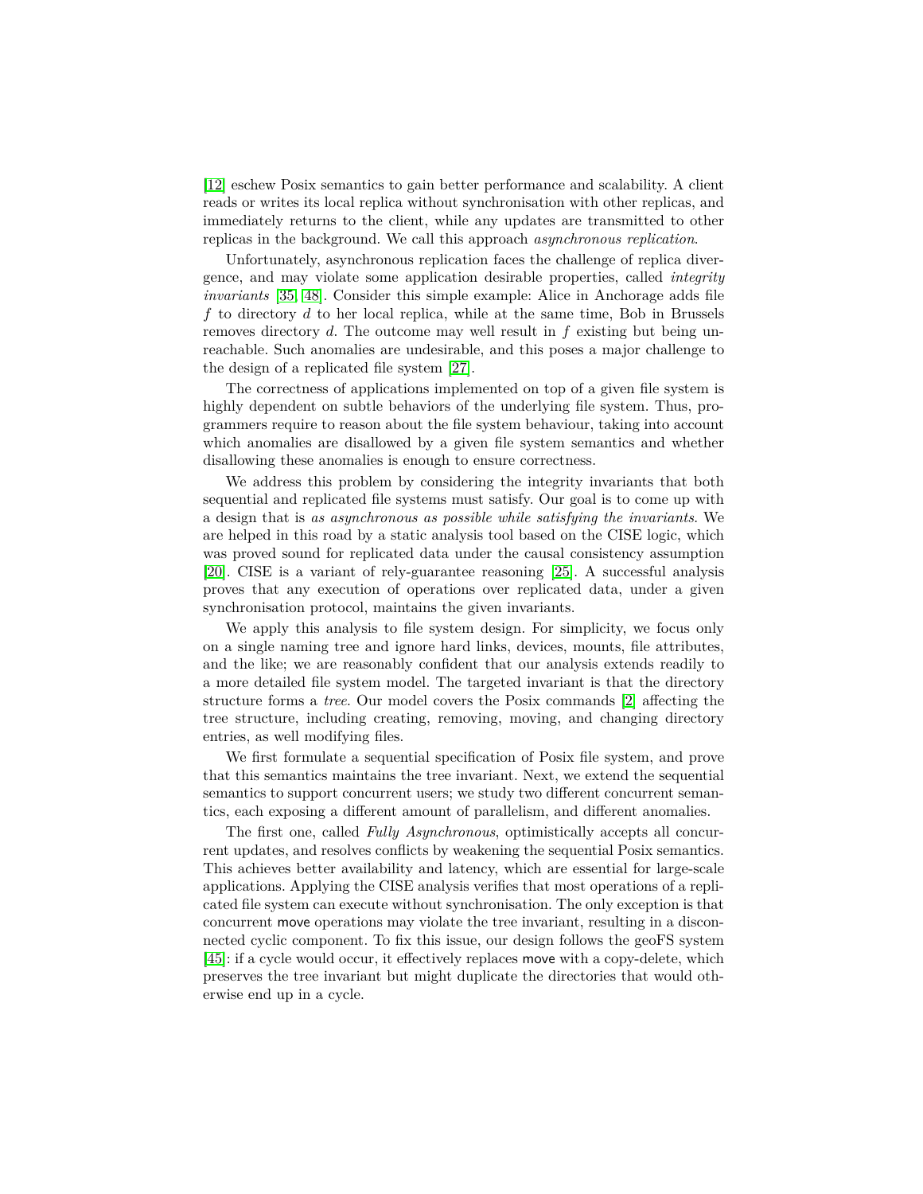[12] eschew Posix semantics to gain better performance and scalability. A client reads or writes its local replica without synchronisation with other replicas, and immediately returns to the client, while any updates are transmitted to other replicas in the background. We call this approach *asynchronous replication*.

Unfortunately, asynchronous replication faces the challenge of replica divergence, and may violate some application desirable properties, called *integrity invariants* [35, 48]. Consider this simple example: Alice in Anchorage adds file $f$ to directory $d$ to her local replica, while at the same time, Bob in Brussels removes directory $d$. The outcome may well result in $f$ existing but being unreachable. Such anomalies are undesirable, and this poses a major challenge to the design of a replicated file system [27].

The correctness of applications implemented on top of a given file system is highly dependent on subtle behaviors of the underlying file system. Thus, programmers require to reason about the file system behaviour, taking into account which anomalies are disallowed by a given file system semantics and whether disallowing these anomalies is enough to ensure correctness.

We address this problem by considering the integrity invariants that both sequential and replicated file systems must satisfy. Our goal is to come up with a design that is *as asynchronous as possible while satisfying the invariants*. We are helped in this road by a static analysis tool based on the CISE logic, which was proved sound for replicated data under the causal consistency assumption [20]. CISE is a variant of rely-guarantee reasoning [25]. A successful analysis proves that any execution of operations over replicated data, under a given synchronisation protocol, maintains the given invariants.

We apply this analysis to file system design. For simplicity, we focus only on a single naming tree and ignore hard links, devices, mounts, file attributes, and the like; we are reasonably confident that our analysis extends readily to a more detailed file system model. The targeted invariant is that the directory structure forms a *tree*. Our model covers the Posix commands [2] affecting the tree structure, including creating, removing, moving, and changing directory entries, as well modifying files.

We first formulate a sequential specification of Posix file system, and prove that this semantics maintains the tree invariant. Next, we extend the sequential semantics to support concurrent users; we study two different concurrent semantics, each exposing a different amount of parallelism, and different anomalies.

The first one, called *Fully Asynchronous*, optimistically accepts all concurrent updates, and resolves conflicts by weakening the sequential Posix semantics. This achieves better availability and latency, which are essential for large-scale applications. Applying the CISE analysis verifies that most operations of a replicated file system can execute without synchronisation. The only exception is that concurrent move operations may violate the tree invariant, resulting in a disconnected cyclic component. To fix this issue, our design follows the geoFS system [45]: if a cycle would occur, it effectively replaces move with a copy-delete, which preserves the tree invariant but might duplicate the directories that would otherwise end up in a cycle.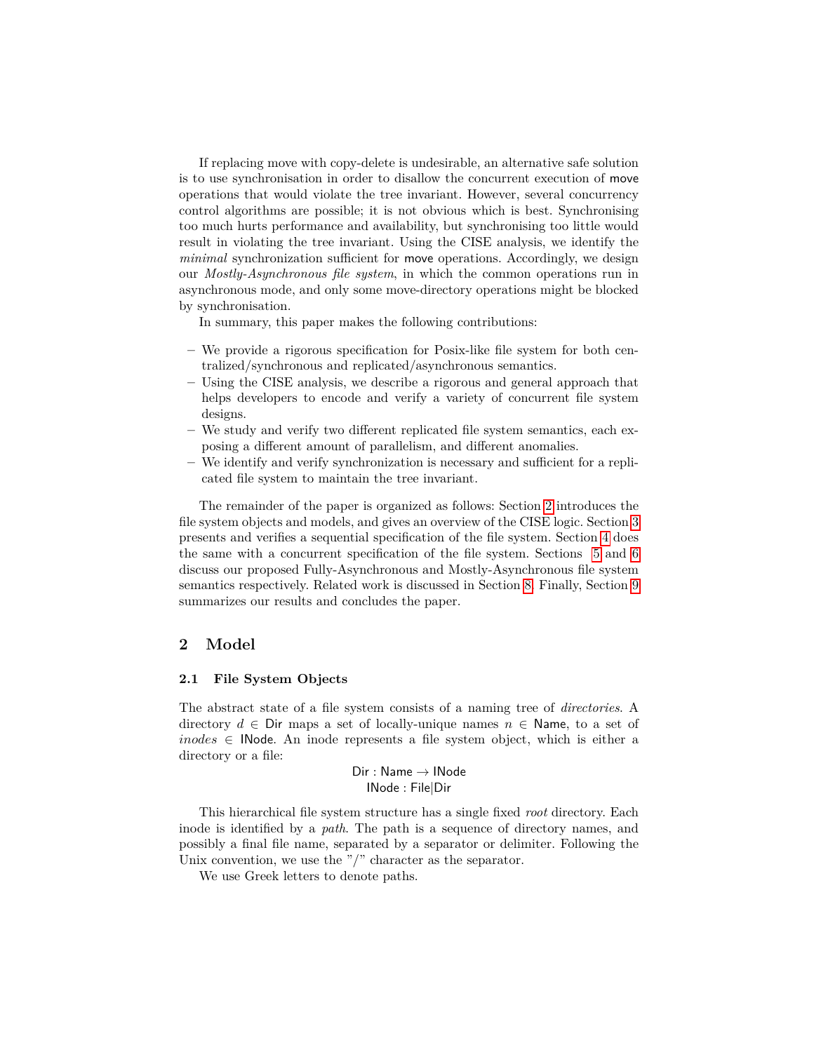If replacing move with copy-delete is undesirable, an alternative safe solution is to use synchronisation in order to disallow the concurrent execution of move operations that would violate the tree invariant. However, several concurrency control algorithms are possible; it is not obvious which is best. Synchronising too much hurts performance and availability, but synchronising too little would result in violating the tree invariant. Using the CISE analysis, we identify the *minimal* synchronization sufficient for move operations. Accordingly, we design our *Mostly-Asynchronous file system*, in which the common operations run in asynchronous mode, and only some move-directory operations might blocked by synchronisation.

In summary, this paper makes the following contributions:

- We provide a rigorous specification for Posix-like file system for both centralized/synchronous and replicated/asynchronous semantics.
- Using the CISE analysis, we describe a rigorous and general approach that helps developers to encode and verify a variety of concurrent file system designs.
- We study and verify two different replicated file system semantics, each exposing a different amount of parallelism, and different anomalies.
- We identify and verify synchronization is necessary and sufficient for a replicated file system to maintain the tree invariant.

The remainder of the paper is organized as follows: Section 2 introduces the file system objects and models, and gives an overview of the CISE logic. Section 3 presents and verifies a sequential specification of the file system. Section 4 does the same with a concurrent specification of the file system. Sections 5 and 6 discuss our proposed Fully-Asynchronous and Mostly-Asynchronous file system semantics respectively. Related work is discussed in Section 8. Finally, Section 9 summarizes our results and concludes the paper.

## 2 Model

### 2.1 File System Objects

The abstract state of a file system consists of a naming tree of *directories*. A directory $d \in \mathsf{Dir}$ maps a set of locally-unique names $n \in \mathsf{Name}$, to a set of *inodes* $\in \mathsf{INode}$. An inode represents a file system object, which is either a directory or a file:

$$\mathsf{Dir} : \mathsf{Name} \rightarrow \mathsf{INode}$$
$$\mathsf{INode} : \mathsf{File}|\mathsf{Dir}$$

This hierarchical file system structure has a single fixed *root* directory. Each inode is identified by a *path*. The path is a sequence of directory names, and possibly a final file name, separated by a separator or delimiter. Following the Unix convention, we use the "/" character as the separator.

We use Greek letters to denote paths.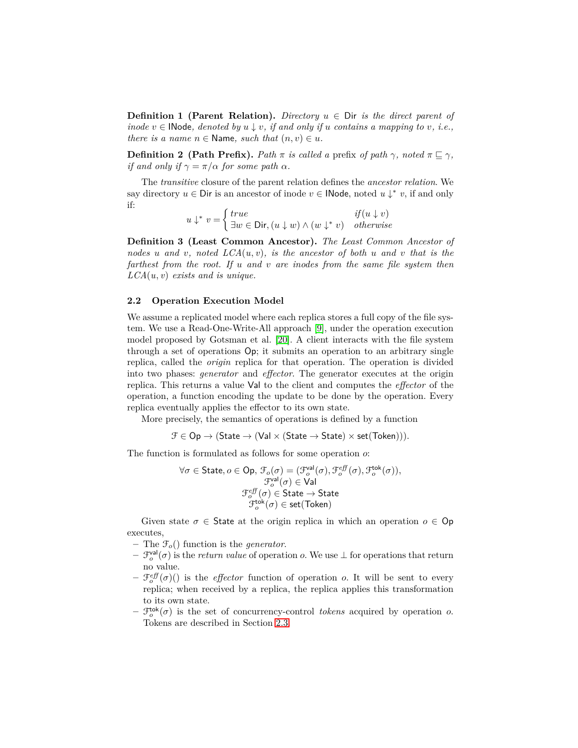**Definition 1 (Parent Relation).** *Directory* $u \in \mathsf{Dir}$ *is the direct parent of inode* $v \in \mathsf{INode}$*, denoted by* $u \downarrow v$*, if and only if* $u$ *contains a mapping to* $v$*, i.e., there is a name* $n \in \mathsf{Name}$*, such that* $(n, v) \in u$*.*

**Definition 2 (Path Prefix).** *Path* $\pi$ *is called a* prefix *of path* $\gamma$*, noted* $\pi \sqsubseteq \gamma$*, if and only if* $\gamma = \pi/\alpha$ *for some path* $\alpha$*.*

The *transitive* closure of the parent relation defines the *ancestor relation*. We say directory $u \in \mathsf{Dir}$ is an ancestor of inode $v \in \mathsf{INode}$, noted $u \downarrow^* v$, if and only if:

$$u \downarrow^* v = \begin{cases} \mathit{true} & \mathit{if}(u \downarrow v) \\ \exists w \in \mathsf{Dir}, (u \downarrow w) \wedge (w \downarrow^* v) & \mathit{otherwise} \end{cases}$$

**Definition 3 (Least Common Ancestor).** *The Least Common Ancestor of nodes* $u$ *and* $v$*, noted* $LCA(u, v)$*, is the ancestor of both* $u$ *and* $v$ *that is the farthest from the root. If* $u$ *and* $v$ *are inodes from the same file system then* $LCA(u, v)$ *exists and is unique.*

### 2.2 Operation Execution Model

We assume a replicated model where each replica stores a full copy of the file system. We use a Read-One-Write-All approach [9], under the operation execution model proposed by Gotsman et al. [20]. A client interacts with the file system through a set of operations $\mathsf{Op}$; it submits an operation to an arbitrary single replica, called the *origin* replica for that operation. The operation is divided into two phases: *generator* and *effector*. The generator executes at the origin replica. This returns a value $\mathsf{Val}$ to the client and computes the *effector* of the operation, a function encoding the update to be done by the operation. Every replica eventually applies the effector to its own state.

More precisely, the semantics of operations is defined by a function

$$\mathcal{F} \in \mathsf{Op} \rightarrow (\mathsf{State} \rightarrow (\mathsf{Val} \times (\mathsf{State} \rightarrow \mathsf{State}) \times \mathsf{set}(\mathsf{Token}))).$$

The function is formulated as follows for some operation $o$:

$$\begin{gathered} \forall \sigma \in \mathsf{State}, o \in \mathsf{Op}, \mathcal{F}_o(\sigma) = (\mathcal{F}_o^{\mathsf{val}}(\sigma), \mathcal{F}_o^{\mathit{eff}}(\sigma), \mathcal{F}_o^{\mathsf{tok}}(\sigma)), \\ \mathcal{F}_o^{\mathsf{val}}(\sigma) \in \mathsf{Val} \\ \mathcal{F}_o^{\mathit{eff}}(\sigma) \in \mathsf{State} \rightarrow \mathsf{State} \\ \mathcal{F}_o^{\mathsf{tok}}(\sigma) \in \mathsf{set}(\mathsf{Token}) \end{gathered}$$

Given state $\sigma \in \mathsf{State}$ at the origin replica in which an operation $o \in \mathsf{Op}$ executes,

- The $\mathcal{F}_o()$ function is the *generator*.
- $\mathcal{F}_o^{\mathsf{val}}(\sigma)$ is the *return value* of operation $o$. We use $\perp$ for operations that return no value.
- $\mathcal{F}_o^{\mathit{eff}}(\sigma)()$ is the *effector* function of operation $o$. It will be sent to every replica; when received by a replica, the replica applies this transformation to its own state.
- $\mathcal{F}_o^{\mathsf{tok}}(\sigma)$ is the set of concurrency-control *tokens* acquired by operation $o$. Tokens are described in Section 2.3.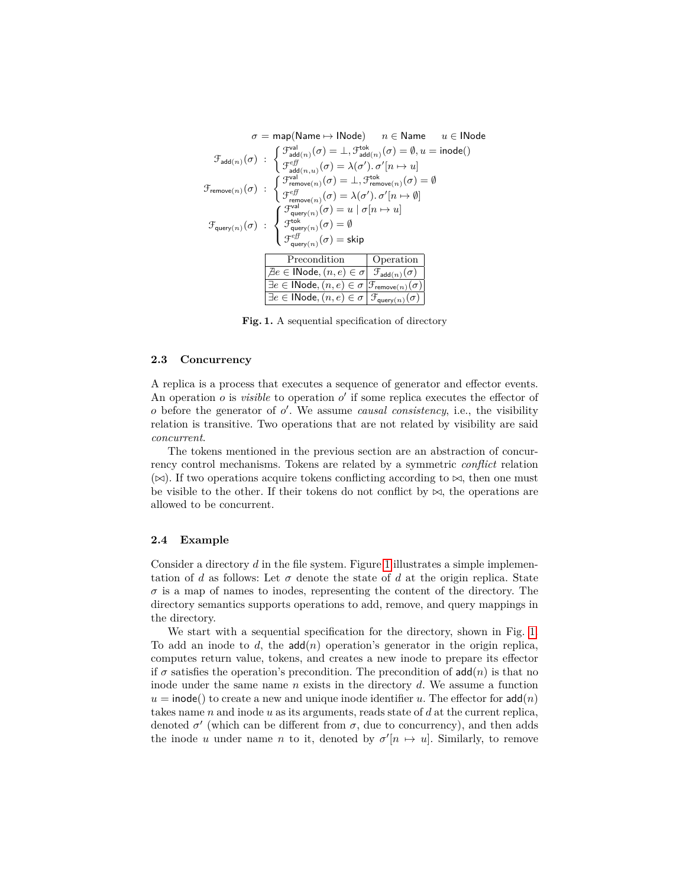$$\sigma = \mathsf{map}(\mathsf{Name} \mapsto \mathsf{INode}) \qquad n \in \mathsf{Name} \qquad u \in \mathsf{INode}$$

$$\mathcal{F}_{\mathsf{add}(n)}(\sigma) \;:\; \begin{cases} \mathcal{F}^{\mathsf{val}}_{\mathsf{add}(n)}(\sigma) = \bot, \mathcal{F}^{\mathsf{tok}}_{\mathsf{add}(n)}(\sigma) = \emptyset, u = \mathsf{inode}() \\ \mathcal{F}^{\mathit{eff}}_{\mathsf{add}(n,u)}(\sigma) = \lambda(\sigma').\, \sigma'[n \mapsto u] \end{cases}$$

$$\mathcal{F}_{\mathsf{remove}(n)}(\sigma) \;:\; \begin{cases} \mathcal{F}^{\mathsf{val}}_{\mathsf{remove}(n)}(\sigma) = \bot, \mathcal{F}^{\mathsf{tok}}_{\mathsf{remove}(n)}(\sigma) = \emptyset \\ \mathcal{F}^{\mathit{eff}}_{\mathsf{remove}(n)}(\sigma) = \lambda(\sigma').\, \sigma'[n \mapsto \emptyset] \end{cases}$$

$$\mathcal{F}_{\mathsf{query}(n)}(\sigma) \;:\; \begin{cases} \mathcal{F}^{\mathsf{val}}_{\mathsf{query}(n)}(\sigma) = u \mid \sigma[n \mapsto u] \\ \mathcal{F}^{\mathsf{tok}}_{\mathsf{query}(n)}(\sigma) = \emptyset \\ \mathcal{F}^{\mathit{eff}}_{\mathsf{query}(n)}(\sigma) = \mathsf{skip} \end{cases}$$

| Precondition | Operation |
|---|---|
| $\nexists e \in \mathsf{INode}, (n, e) \in \sigma$ | $\mathcal{F}_{\mathsf{add}(n)}(\sigma)$ |
| $\exists e \in \mathsf{INode}, (n, e) \in \sigma$ | $\mathcal{F}_{\mathsf{remove}(n)}(\sigma)$ |
| $\exists e \in \mathsf{INode}, (n, e) \in \sigma$ | $\mathcal{F}_{\mathsf{query}(n)}(\sigma)$ |

**Fig. 1.** A sequential specification of directory

### 2.3 Concurrency

A replica is a process that executes a sequence of generator and effector events. An operation $o$ is *visible* to operation $o'$ if some replica executes the effector of $o$ before the generator of $o'$. We assume *causal consistency*, i.e., the visibility relation is transitive. Two operations that are not related by visibility are said *concurrent*.

The tokens mentioned in the previous section are an abstraction of concurrency control mechanisms. Tokens are related by a symmetric *conflict* relation ($\bowtie$). If two operations acquire tokens conflicting according to $\bowtie$, then one must be visible to the other. If their tokens do not conflict by $\bowtie$, the operations are allowed to be concurrent.

### 2.4 Example

Consider a directory $d$ in the file system. Figure 1 illustrates a simple implementation of $d$ as follows: Let $\sigma$ denote the state of $d$ at the origin replica. State $\sigma$ is a map of names to inodes, representing the content of the directory. The directory semantics supports operations to add, remove, and query mappings in the directory.

We start with a sequential specification for the directory, shown in Fig. 1. To add an inode to $d$, the $\mathsf{add}(n)$ operation's generator in the origin replica, computes return value, tokens, and creates a new inode to prepare its effector if $\sigma$ satisfies the operation's precondition. The precondition of $\mathsf{add}(n)$ is that no inode under the same name $n$ exists in the directory $d$. We assume a function $u = \mathsf{inode}()$ to create a new and unique inode identifier $u$. The effector for $\mathsf{add}(n)$ takes name $n$ and inode $u$ as its arguments, reads state of $d$ at the current replica, denoted $\sigma'$ (which can be different from $\sigma$, due to concurrency), and then adds the inode $u$ under name $n$ to it, denoted by $\sigma'[n \mapsto u]$. Similarly, to remove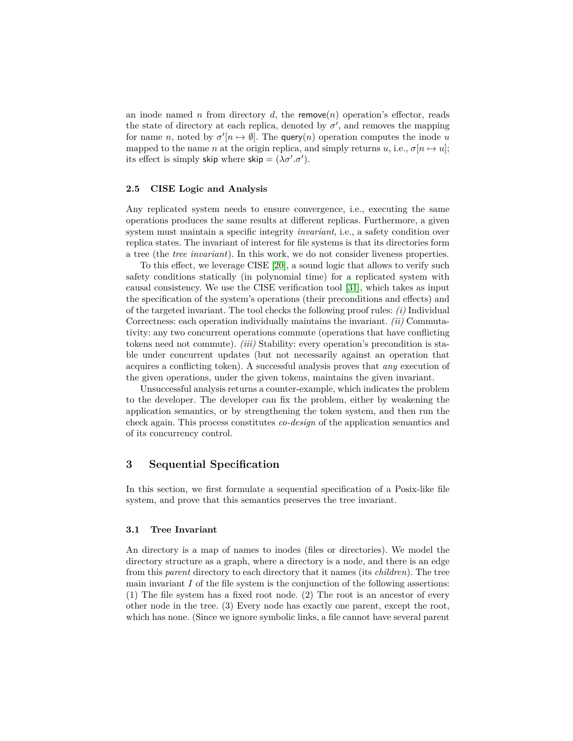an inode named $n$ from directory $d$, the $\mathsf{remove}(n)$ operation's effector, reads the state of directory at each replica, denoted by $\sigma'$, and removes the mapping for name $n$, noted by $\sigma'[n \mapsto \emptyset]$. The $\mathsf{query}(n)$ operation computes the inode $u$ mapped to the name $n$ at the origin replica, and simply returns $u$, i.e., $\sigma[n \mapsto u]$; its effect is simply $\mathsf{skip}$ where $\mathsf{skip} = (\lambda\sigma'.\sigma')$.

### 2.5 CISE Logic and Analysis

Any replicated system needs to ensure convergence, i.e., executing the same operations produces the same results at different replicas. Furthermore, a given system must maintain a specific integrity *invariant*, i.e., a safety condition over replica states. The invariant of interest for file systems is that its directories form a tree (the *tree invariant*). In this work, we do not consider liveness properties.

To this effect, we leverage CISE [20], a sound logic that allows to verify such safety conditions statically (in polynomial time) for a replicated system with causal consistency. We use the CISE verification tool [31], which takes as input the specification of the system's operations (their preconditions and effects) and of the targeted invariant. The tool checks the following proof rules: *(i)* Individual Correctness: each operation individually maintains the invariant. *(ii)* Commutativity: any two concurrent operations commute (operations that have conflicting tokens need not commute). *(iii)* Stability: every operation's precondition is stable under concurrent updates (but not necessarily against an operation that acquires a conflicting token). A successful analysis proves that *any* execution of the given operations, under the given tokens, maintains the given invariant.

Unsuccessful analysis returns a counter-example, which indicates the problem to the developer. The developer can fix the problem, either by weakening the application semantics, or by strengthening the token system, and then run the check again. This process constitutes *co-design* of the application semantics and of its concurrency control.

## 3 Sequential Specification

In this section, we first formulate a sequential specification of a Posix-like file system, and prove that this semantics preserves the tree invariant.

### 3.1 Tree Invariant

An directory is a map of names to inodes (files or directories). We model the directory structure as a graph, where a directory is a node, and there is an edge from this *parent* directory to each directory that it names (its *children*). The tree main invariant $I$ of the file system is the conjunction of the following assertions: (1) The file system has a fixed root node. (2) The root is an ancestor of every other node in the tree. (3) Every node has exactly one parent, except the root, which has none. (Since we ignore symbolic links, a file cannot have several parent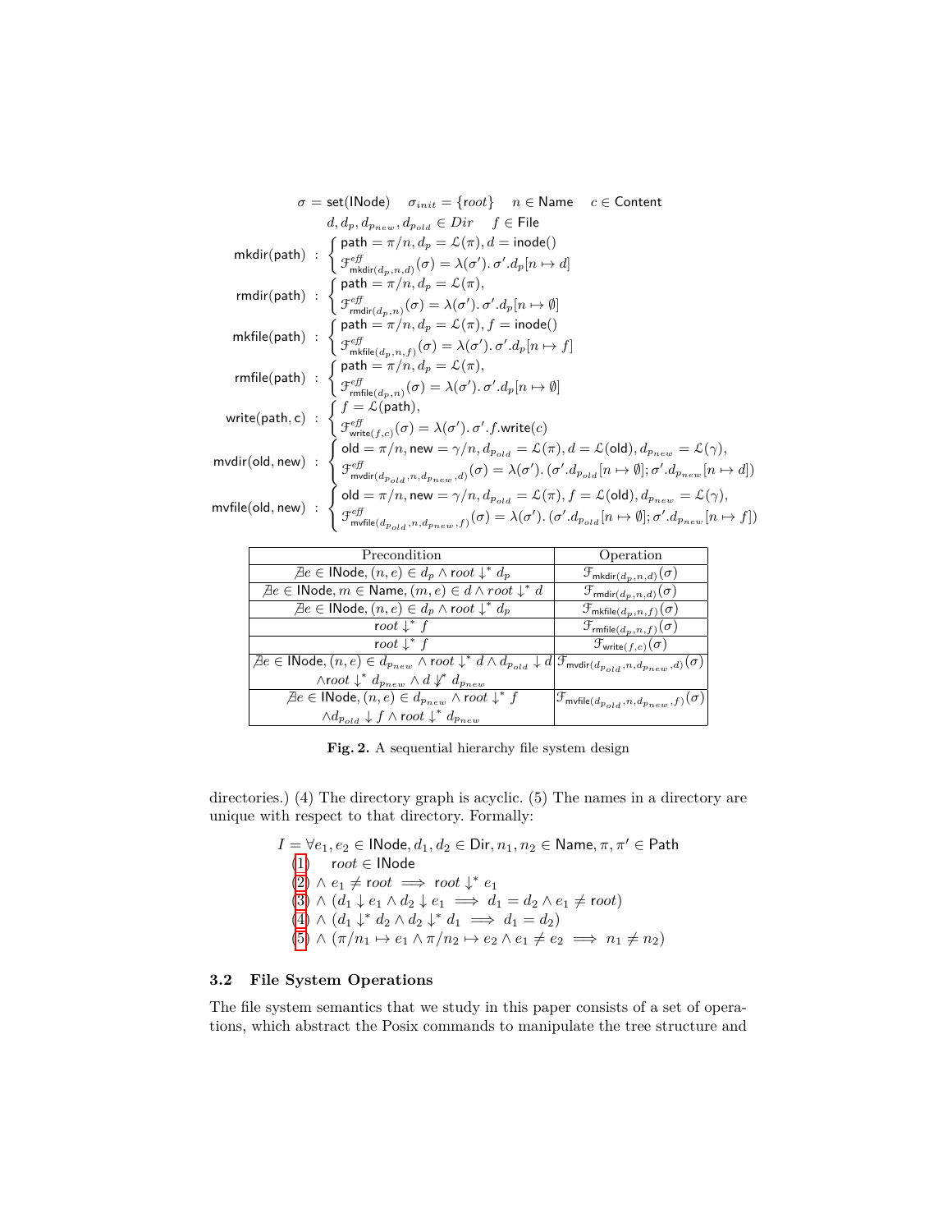$$\sigma = \mathsf{set}(\mathsf{INode}) \quad \sigma_{init} = \{root\} \quad n \in \mathsf{Name} \quad c \in \mathsf{Content}$$

$$d, d_p, d_{p_{new}}, d_{p_{old}} \in Dir \quad f \in \mathsf{File}$$

$$\mathsf{mkdir(path)} : \begin{cases} \mathsf{path} = \pi/n, d_p = \mathcal{L}(\pi), d = \mathsf{inode}() \\ \mathcal{F}^{eff}_{\mathsf{mkdir}(d_p,n,d)}(\sigma) = \lambda(\sigma').\, \sigma'.d_p[n \mapsto d] \end{cases}$$

$$\mathsf{rmdir(path)} : \begin{cases} \mathsf{path} = \pi/n, d_p = \mathcal{L}(\pi), \\ \mathcal{F}^{eff}_{\mathsf{rmdir}(d_p,n)}(\sigma) = \lambda(\sigma').\, \sigma'.d_p[n \mapsto \emptyset] \end{cases}$$

$$\mathsf{mkfile(path)} : \begin{cases} \mathsf{path} = \pi/n, d_p = \mathcal{L}(\pi), f = \mathsf{inode}() \\ \mathcal{F}^{eff}_{\mathsf{mkfile}(d_p,n,f)}(\sigma) = \lambda(\sigma').\, \sigma'.d_p[n \mapsto f] \end{cases}$$

$$\mathsf{rmfile(path)} : \begin{cases} \mathsf{path} = \pi/n, d_p = \mathcal{L}(\pi), \\ \mathcal{F}^{eff}_{\mathsf{rmfile}(d_p,n)}(\sigma) = \lambda(\sigma').\, \sigma'.d_p[n \mapsto \emptyset] \end{cases}$$

$$\mathsf{write(path, c)} : \begin{cases} f = \mathcal{L}(\mathsf{path}), \\ \mathcal{F}^{eff}_{\mathsf{write}(f,c)}(\sigma) = \lambda(\sigma').\, \sigma'.f.\mathsf{write}(c) \end{cases}$$

$$\mathsf{mvdir(old, new)} : \begin{cases} \mathsf{old} = \pi/n, \mathsf{new} = \gamma/n, d_{p_{old}} = \mathcal{L}(\pi), d = \mathcal{L}(\mathsf{old}), d_{p_{new}} = \mathcal{L}(\gamma), \\ \mathcal{F}^{eff}_{\mathsf{mvdir}(d_{p_{old}},n,d_{p_{new}},d)}(\sigma) = \lambda(\sigma').\, (\sigma'.d_{p_{old}}[n \mapsto \emptyset]; \sigma'.d_{p_{new}}[n \mapsto d]) \end{cases}$$

$$\mathsf{mvfile(old, new)} : \begin{cases} \mathsf{old} = \pi/n, \mathsf{new} = \gamma/n, d_{p_{old}} = \mathcal{L}(\pi), f = \mathcal{L}(\mathsf{old}), d_{p_{new}} = \mathcal{L}(\gamma), \\ \mathcal{F}^{eff}_{\mathsf{mvfile}(d_{p_{old}},n,d_{p_{new}},f)}(\sigma) = \lambda(\sigma').\, (\sigma'.d_{p_{old}}[n \mapsto \emptyset]; \sigma'.d_{p_{new}}[n \mapsto f]) \end{cases}$$

| Precondition | Operation |
|---|---|
| $\nexists e \in \mathsf{INode}, (n,e) \in d_p \wedge root \downarrow^* d_p$ | $\mathcal{F}_{\mathsf{mkdir}(d_p,n,d)}(\sigma)$ |
| $\nexists e \in \mathsf{INode}, m \in \mathsf{Name}, (m,e) \in d \wedge root \downarrow^* d$ | $\mathcal{F}_{\mathsf{rmdir}(d_p,n,d)}(\sigma)$ |
| $\nexists e \in \mathsf{INode}, (n,e) \in d_p \wedge root \downarrow^* d_p$ | $\mathcal{F}_{\mathsf{mkfile}(d_p,n,f)}(\sigma)$ |
| $root \downarrow^* f$ | $\mathcal{F}_{\mathsf{rmfile}(d_p,n,f)}(\sigma)$ |
| $root \downarrow^* f$ | $\mathcal{F}_{\mathsf{write}(f,c)}(\sigma)$ |
| $\nexists e \in \mathsf{INode}, (n,e) \in d_{p_{new}} \wedge root \downarrow^* d \wedge d_{p_{old}} \downarrow d$ $\wedge root \downarrow^* d_{p_{new}} \wedge d \not\downarrow^* d_{p_{new}}$ | $\mathcal{F}_{\mathsf{mvdir}(d_{p_{old}},n,d_{p_{new}},d)}(\sigma)$ |
| $\nexists e \in \mathsf{INode}, (n,e) \in d_{p_{new}} \wedge root \downarrow^* f$ $\wedge d_{p_{old}} \downarrow f \wedge root \downarrow^* d_{p_{new}}$ | $\mathcal{F}_{\mathsf{mvfile}(d_{p_{old}},n,d_{p_{new}},f)}(\sigma)$ |

**Fig. 2.** A sequential hierarchy file system design

directories.) (4) The directory graph is acyclic. (5) The names in a directory are unique with respect to that directory. Formally:

$$
\begin{aligned}
I = \ & \forall e_1, e_2 \in \mathsf{INode}, d_1, d_2 \in \mathsf{Dir}, n_1, n_2 \in \mathsf{Name}, \pi, \pi' \in \mathsf{Path} \\
& (1) \quad root \in \mathsf{INode} \\
& (2) \wedge e_1 \neq root \implies root \downarrow^* e_1 \\
& (3) \wedge (d_1 \downarrow e_1 \wedge d_2 \downarrow e_1 \implies d_1 = d_2 \wedge e_1 \neq root) \\
& (4) \wedge (d_1 \downarrow^* d_2 \wedge d_2 \downarrow^* d_1 \implies d_1 = d_2) \\
& (5) \wedge (\pi/n_1 \mapsto e_1 \wedge \pi/n_2 \mapsto e_2 \wedge e_1 \neq e_2 \implies n_1 \neq n_2)
\end{aligned}
$$

### 3.2 File System Operations

The file system semantics that we study in this paper consists of a set of operations, which abstract the Posix commands to manipulate the tree structure and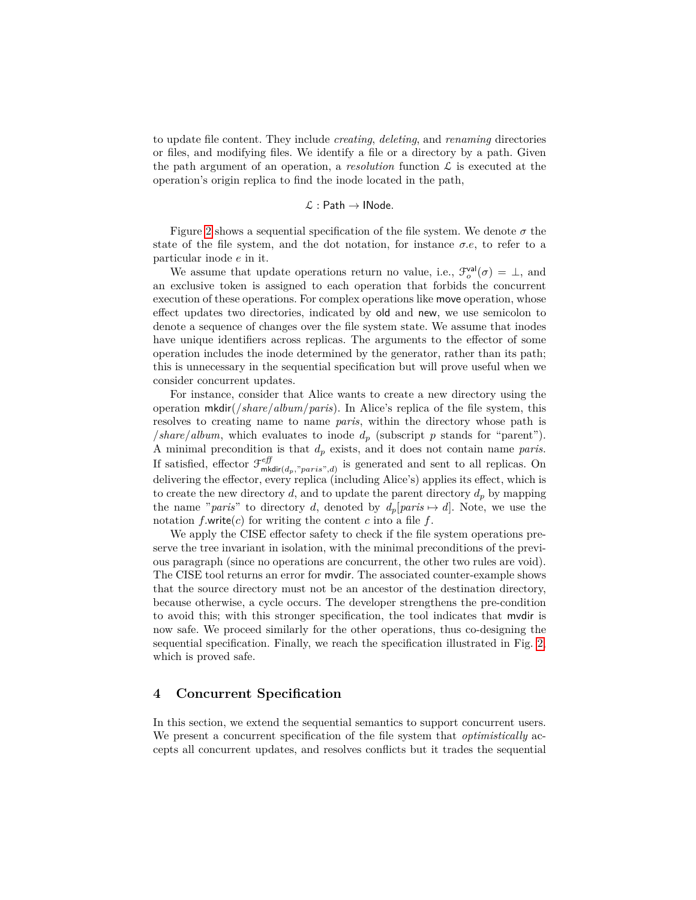to update file content. They include *creating*, *deleting*, and *renaming* directories or files, and modifying files. We identify a file or a directory by a path. Given the path argument of an operation, a *resolution* function $\mathcal{L}$ is executed at the operation's origin replica to find the inode located in the path,

$$\mathcal{L} : \mathsf{Path} \rightarrow \mathsf{INode}.$$

Figure 2 shows a sequential specification of the file system. We denote $\sigma$ the state of the file system, and the dot notation, for instance $\sigma.e$, to refer to a particular inode $e$ in it.

We assume that update operations return no value, i.e., $\mathcal{F}^{\mathsf{val}}_{o}(\sigma) = \bot$, and an exclusive token is assigned to each operation that forbids the concurrent execution of these operations. For complex operations like move operation, whose effect updates two directories, indicated by old and new, we use semicolon to denote a sequence of changes over the file system state. We assume that inodes have unique identifiers across replicas. The arguments to the effector of some operation includes the inode determined by the generator, rather than its path; this is unnecessary in the sequential specification but will prove useful when we consider concurrent updates.

For instance, consider that Alice wants to create a new directory using the operation $\mathsf{mkdir}(/share/album/paris)$. In Alice's replica of the file system, this resolves to creating name to name *paris*, within the directory whose path is $/share/album$, which evaluates to inode $d_p$ (subscript $p$ stands for "parent"). A minimal precondition is that $d_p$ exists, and it does not contain name *paris*. If satisfied, effector $\mathcal{F}^{\mathit{eff}}_{\mathsf{mkdir}(d_p, "paris", d)}$ is generated and sent to all replicas. On delivering the effector, every replica (including Alice's) applies its effect, which is to create the new directory $d$, and to update the parent directory $d_p$ by mapping the name "*paris*" to directory $d$, denoted by $d_p[paris \mapsto d]$. Note, we use the notation $f.\mathsf{write}(c)$ for writing the content $c$ into a file $f$.

We apply the CISE effector safety to check if the file system operations preserve the tree invariant in isolation, with the minimal preconditions of the previous paragraph (since no operations are concurrent, the other two rules are void). The CISE tool returns an error for mvdir. The associated counter-example shows that the source directory must not be an ancestor of the destination directory, because otherwise, a cycle occurs. The developer strengthens the pre-condition to avoid this; with this stronger specification, the tool indicates that mvdir is now safe. We proceed similarly for the other operations, thus co-designing the sequential specification. Finally, we reach the specification illustrated in Fig. 2, which is proved safe.

## 4 Concurrent Specification

In this section, we extend the sequential semantics to support concurrent users. We present a concurrent specification of the file system that *optimistically* accepts all concurrent updates, and resolves conflicts but it trades the sequential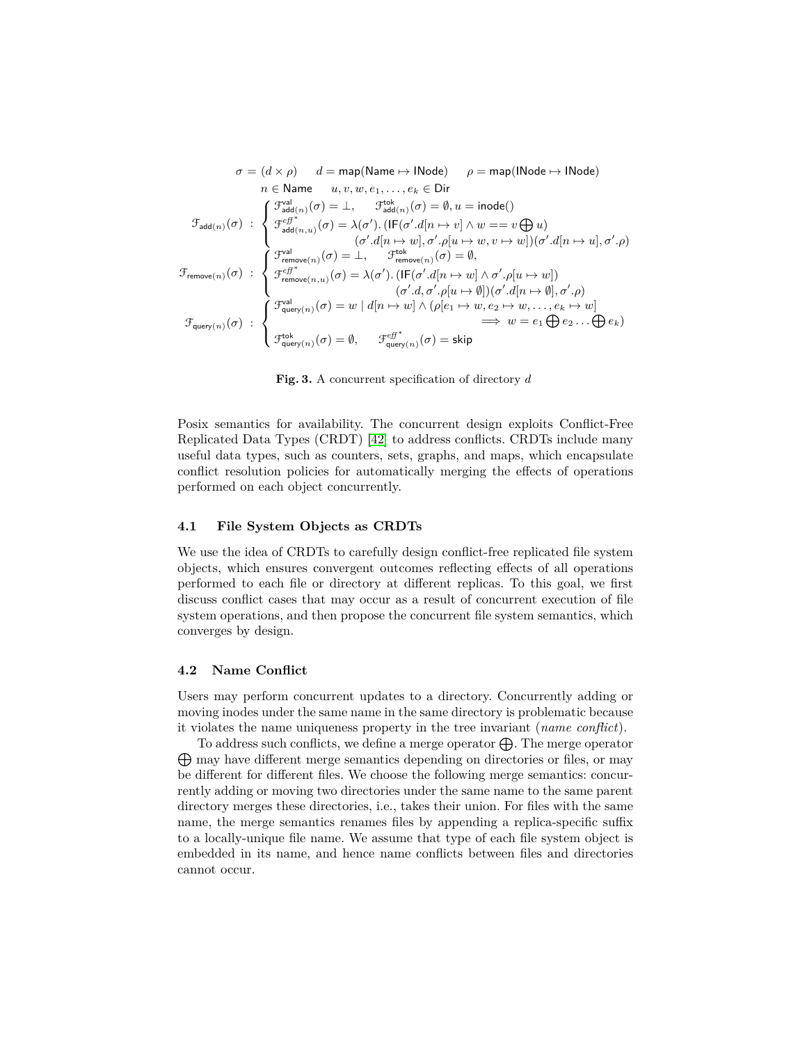$$
\begin{array}{l}
\sigma = (d \times \rho) \qquad d = \mathsf{map}(\mathsf{Name} \mapsto \mathsf{INode}) \qquad \rho = \mathsf{map}(\mathsf{INode} \mapsto \mathsf{INode}) \\
\qquad n \in \mathsf{Name} \qquad u, v, w, e_1, \ldots, e_k \in \mathsf{Dir}
\end{array}
$$

$$
\mathcal{F}_{\mathsf{add}(n)}(\sigma) \; : \; \begin{cases}
\mathcal{F}^{\mathsf{val}}_{\mathsf{add}(n)}(\sigma) = \bot, \quad \mathcal{F}^{\mathsf{tok}}_{\mathsf{add}(n)}(\sigma) = \emptyset, u = \mathsf{inode}() \\
\mathcal{F}^{\mathit{eff}^*}_{\mathsf{add}(n,u)}(\sigma) = \lambda(\sigma').\,(\mathsf{IF}(\sigma'.d[n \mapsto v] \wedge w == v \bigoplus u) \\
\qquad\qquad (\sigma'.d[n \mapsto w], \sigma'.\rho[u \mapsto w, v \mapsto w])(\sigma'.d[n \mapsto u], \sigma'.\rho)
\end{cases}
$$

$$
\mathcal{F}_{\mathsf{remove}(n)}(\sigma) \; : \; \begin{cases}
\mathcal{F}^{\mathsf{val}}_{\mathsf{remove}(n)}(\sigma) = \bot, \quad \mathcal{F}^{\mathsf{tok}}_{\mathsf{remove}(n)}(\sigma) = \emptyset, \\
\mathcal{F}^{\mathit{eff}^*}_{\mathsf{remove}(n,u)}(\sigma) = \lambda(\sigma').\,(\mathsf{IF}(\sigma'.d[n \mapsto w] \wedge \sigma'.\rho[u \mapsto w]) \\
\qquad\qquad (\sigma'.d, \sigma'.\rho[u \mapsto \emptyset])(\sigma'.d[n \mapsto \emptyset], \sigma'.\rho)
\end{cases}
$$

$$
\mathcal{F}_{\mathsf{query}(n)}(\sigma) \; : \; \begin{cases}
\mathcal{F}^{\mathsf{val}}_{\mathsf{query}(n)}(\sigma) = w \mid d[n \mapsto w] \wedge (\rho[e_1 \mapsto w, e_2 \mapsto w, \ldots, e_k \mapsto w] \\
\qquad\qquad\qquad \implies w = e_1 \bigoplus e_2 \ldots \bigoplus e_k) \\
\mathcal{F}^{\mathsf{tok}}_{\mathsf{query}(n)}(\sigma) = \emptyset, \quad \mathcal{F}^{\mathit{eff}^*}_{\mathsf{query}(n)}(\sigma) = \mathsf{skip}
\end{cases}
$$

**Fig. 3.** A concurrent specification of directory $d$

Posix semantics for availability. The concurrent design exploits Conflict-Free Replicated Data Types (CRDT) [42] to address conflicts. CRDTs include many useful data types, such as counters, sets, graphs, and maps, which encapsulate conflict resolution policies for automatically merging the effects of operations performed on each object concurrently.

### 4.1 File System Objects as CRDTs

We use the idea of CRDTs to carefully design conflict-free replicated file system objects, which ensures convergent outcomes reflecting effects of all operations performed to each file or directory at different replicas. To this goal, we first discuss conflict cases that may occur as a result of concurrent execution of file system operations, and then propose the concurrent file system semantics, which converges by design.

### 4.2 Name Conflict

Users may perform concurrent updates to a directory. Concurrently adding or moving inodes under the same name in the same directory is problematic because it violates the name uniqueness property in the tree invariant (*name conflict*).

To address such conflicts, we define a merge operator $\bigoplus$. The merge operator $\bigoplus$ may have different merge semantics depending on directories or files, or may be different for different files. We choose the following merge semantics: concurrently adding or moving two directories under the same name to the same parent directory merges these directories, i.e., takes their union. For files with the same name, the merge semantics renames files by appending a replica-specific suffix to a locally-unique file name. We assume that type of each file system object is embedded in its name, and hence name conflicts between files and directories cannot occur.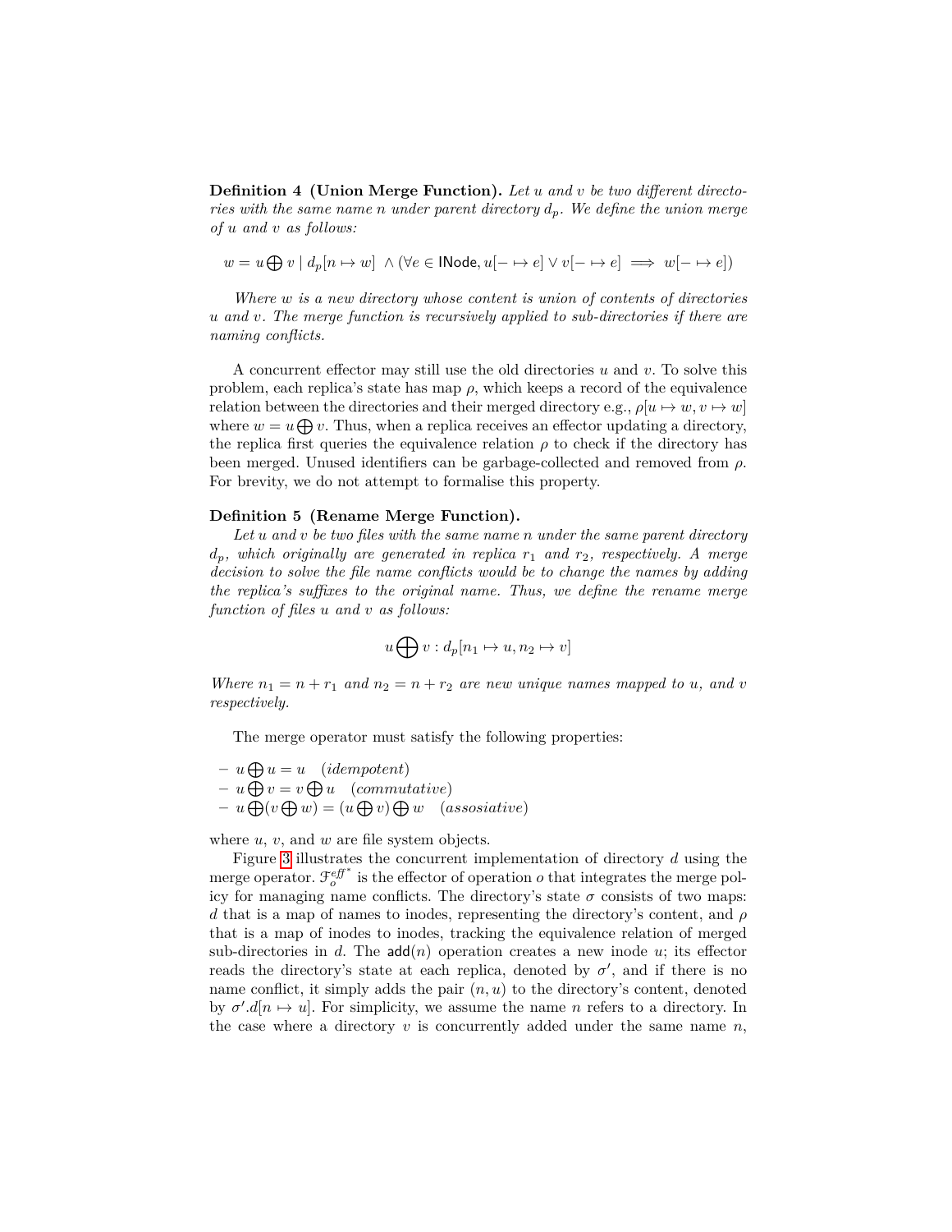**Definition 4 (Union Merge Function).** *Let $u$ and $v$ be two different directories with the same name $n$ under parent directory $d_p$. We define the union merge of $u$ and $v$ as follows:*

$$w = u \bigoplus v \mid d_p[n \mapsto w] \;\wedge (\forall e \in \mathsf{INode}, u[- \mapsto e] \vee v[- \mapsto e] \implies w[- \mapsto e])$$

*Where $w$ is a new directory whose content is union of contents of directories $u$ and $v$. The merge function is recursively applied to sub-directories if there are naming conflicts.*

A concurrent effector may still use the old directories $u$ and $v$. To solve this problem, each replica's state has map $\rho$, which keeps a record of the equivalence relation between the directories and their merged directory e.g., $\rho[u \mapsto w, v \mapsto w]$ where $w = u \bigoplus v$. Thus, when a replica receives an effector updating a directory, the replica first queries the equivalence relation $\rho$ to check if the directory has been merged. Unused identifiers can be garbage-collected and removed from $\rho$. For brevity, we do not attempt to formalise this property.

**Definition 5 (Rename Merge Function).**
*Let $u$ and $v$ be two files with the same name $n$ under the same parent directory $d_p$, which originally are generated in replica $r_1$ and $r_2$, respectively. A merge decision to solve the file name conflicts would be to change the names by adding the replica's suffixes to the original name. Thus, we define the rename merge function of files $u$ and $v$ as follows:*

$$u \bigoplus v : d_p[n_1 \mapsto u, n_2 \mapsto v]$$

*Where $n_1 = n + r_1$ and $n_2 = n + r_2$ are new unique names mapped to $u$, and $v$ respectively.*

The merge operator must satisfy the following properties:

- $u \bigoplus u = u$ &nbsp;&nbsp; *(idempotent)*
- $u \bigoplus v = v \bigoplus u$ &nbsp;&nbsp; *(commutative)*
- $u \bigoplus (v \bigoplus w) = (u \bigoplus v) \bigoplus w$ &nbsp;&nbsp; *(assosiative)*

where $u$, $v$, and $w$ are file system objects.

Figure 3 illustrates the concurrent implementation of directory $d$ using the merge operator. $\mathcal{F}_o^{eff^*}$ is the effector of operation $o$ that integrates the merge policy for managing name conflicts. The directory's state $\sigma$ consists of two maps: $d$ that is a map of names to inodes, representing the directory's content, and $\rho$ that is a map of inodes to inodes, tracking the equivalence relation of merged sub-directories in $d$. The $\mathsf{add}(n)$ operation creates a new inode $u$; its effector reads the directory's state at each replica, denoted by $\sigma'$, and if there is no name conflict, it simply adds the pair $(n, u)$ to the directory's content, denoted by $\sigma'.d[n \mapsto u]$. For simplicity, we assume the name $n$ refers to a directory. In the case where a directory $v$ is concurrently added under the same name $n$,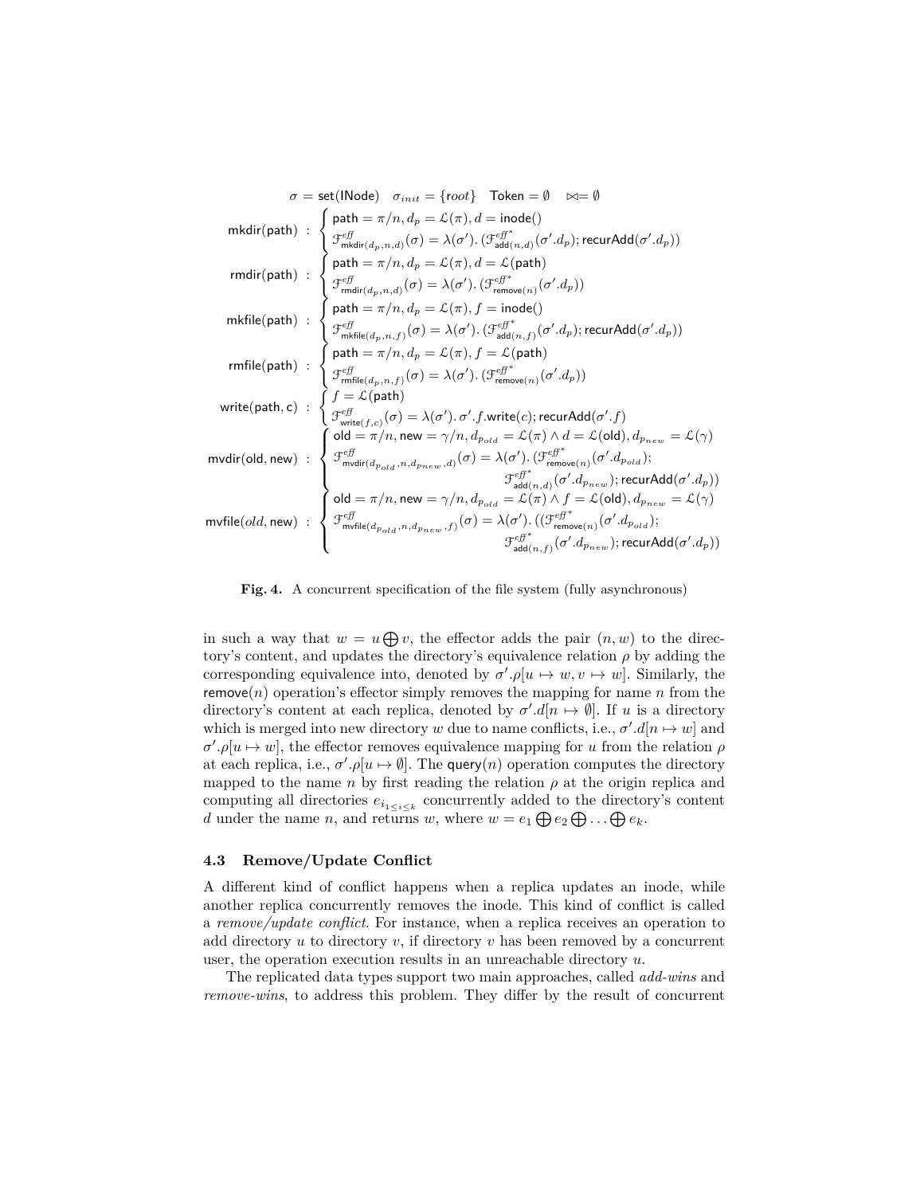$$\sigma = \mathsf{set}(\mathsf{INode}) \quad \sigma_{init} = \{root\} \quad \mathsf{Token} = \emptyset \quad \bowtie = \emptyset$$

$$\mathsf{mkdir}(\mathsf{path}) \;:\; \begin{cases} \mathsf{path} = \pi/n, d_p = \mathcal{L}(\pi), d = \mathsf{inode}() \\ \mathcal{F}^{\mathit{eff}}_{\mathsf{mkdir}(d_p,n,d)}(\sigma) = \lambda(\sigma').\,(\mathcal{F}^{\mathit{eff}^*}_{\mathsf{add}(n,d)}(\sigma'.d_p); \mathsf{recurAdd}(\sigma'.d_p)) \end{cases}$$

$$\mathsf{rmdir}(\mathsf{path}) \;:\; \begin{cases} \mathsf{path} = \pi/n, d_p = \mathcal{L}(\pi), d = \mathcal{L}(\mathsf{path}) \\ \mathcal{F}^{\mathit{eff}}_{\mathsf{rmdir}(d_p,n,d)}(\sigma) = \lambda(\sigma').\,(\mathcal{F}^{\mathit{eff}^*}_{\mathsf{remove}(n)}(\sigma'.d_p)) \end{cases}$$

$$\mathsf{mkfile}(\mathsf{path}) \;:\; \begin{cases} \mathsf{path} = \pi/n, d_p = \mathcal{L}(\pi), f = \mathsf{inode}() \\ \mathcal{F}^{\mathit{eff}}_{\mathsf{mkfile}(d_p,n,f)}(\sigma) = \lambda(\sigma').\,(\mathcal{F}^{\mathit{eff}^*}_{\mathsf{add}(n,f)}(\sigma'.d_p); \mathsf{recurAdd}(\sigma'.d_p)) \end{cases}$$

$$\mathsf{rmfile}(\mathsf{path}) \;:\; \begin{cases} \mathsf{path} = \pi/n, d_p = \mathcal{L}(\pi), f = \mathcal{L}(\mathsf{path}) \\ \mathcal{F}^{\mathit{eff}}_{\mathsf{rmfile}(d_p,n,f)}(\sigma) = \lambda(\sigma').\,(\mathcal{F}^{\mathit{eff}^*}_{\mathsf{remove}(n)}(\sigma'.d_p)) \end{cases}$$

$$\mathsf{write}(\mathsf{path}, \mathsf{c}) \;:\; \begin{cases} f = \mathcal{L}(\mathsf{path}) \\ \mathcal{F}^{\mathit{eff}}_{\mathsf{write}(f,c)}(\sigma) = \lambda(\sigma').\,\sigma'.f.\mathsf{write}(c); \mathsf{recurAdd}(\sigma'.f) \end{cases}$$

$$\mathsf{mvdir}(\mathsf{old}, \mathsf{new}) \;:\; \begin{cases} \mathsf{old} = \pi/n, \mathsf{new} = \gamma/n, d_{p_{old}} = \mathcal{L}(\pi) \wedge d = \mathcal{L}(\mathsf{old}), d_{p_{new}} = \mathcal{L}(\gamma) \\ \mathcal{F}^{\mathit{eff}}_{\mathsf{mvdir}(d_{p_{old}},n,d_{p_{new}},d)}(\sigma) = \lambda(\sigma').\,(\mathcal{F}^{\mathit{eff}^*}_{\mathsf{remove}(n)}(\sigma'.d_{p_{old}}); \\ \qquad\qquad \mathcal{F}^{\mathit{eff}^*}_{\mathsf{add}(n,d)}(\sigma'.d_{p_{new}}); \mathsf{recurAdd}(\sigma'.d_p)) \end{cases}$$

$$\mathsf{mvfile}(old, \mathsf{new}) \;:\; \begin{cases} \mathsf{old} = \pi/n, \mathsf{new} = \gamma/n, d_{p_{old}} = \mathcal{L}(\pi) \wedge f = \mathcal{L}(\mathsf{old}), d_{p_{new}} = \mathcal{L}(\gamma) \\ \mathcal{F}^{\mathit{eff}}_{\mathsf{mvfile}(d_{p_{old}},n,d_{p_{new}},f)}(\sigma) = \lambda(\sigma').\,((\mathcal{F}^{\mathit{eff}^*}_{\mathsf{remove}(n)}(\sigma'.d_{p_{old}}); \\ \qquad\qquad \mathcal{F}^{\mathit{eff}^*}_{\mathsf{add}(n,f)}(\sigma'.d_{p_{new}}); \mathsf{recurAdd}(\sigma'.d_p)) \end{cases}$$

**Fig. 4.** A concurrent specification of the file system (fully asynchronous)

in such a way that $w = u \bigoplus v$, the effector adds the pair $(n, w)$ to the directory's content, and updates the directory's equivalence relation $\rho$ by adding the corresponding equivalence into, denoted by $\sigma'.\rho[u \mapsto w, v \mapsto w]$. Similarly, the remove($n$) operation's effector simply removes the mapping for name $n$ from the directory's content at each replica, denoted by $\sigma'.d[n \mapsto \emptyset]$. If $u$ is a directory which is merged into new directory $w$ due to name conflicts, i.e., $\sigma'.d[n \mapsto w]$ and $\sigma'.\rho[u \mapsto w]$, the effector removes equivalence mapping for $u$ from the relation $\rho$ at each replica, i.e., $\sigma'.\rho[u \mapsto \emptyset]$. The query($n$) operation computes the directory mapped to the name $n$ by first reading the relation $\rho$ at the origin replica and computing all directories $e_{i_{1 \le i \le k}}$ concurrently added to the directory's content $d$ under the name $n$, and returns $w$, where $w = e_1 \bigoplus e_2 \bigoplus \ldots \bigoplus e_k$.

### 4.3 Remove/Update Conflict

A different kind of conflict happens when a replica updates an inode, while another replica concurrently removes the inode. This kind of conflict is called a *remove/update conflict*. For instance, when a replica receives an operation to add directory $u$ to directory $v$, if directory $v$ has been removed by a concurrent user, the operation execution results in an unreachable directory $u$.

The replicated data types support two main approaches, called *add-wins* and *remove-wins*, to address this problem. They differ by the result of concurrent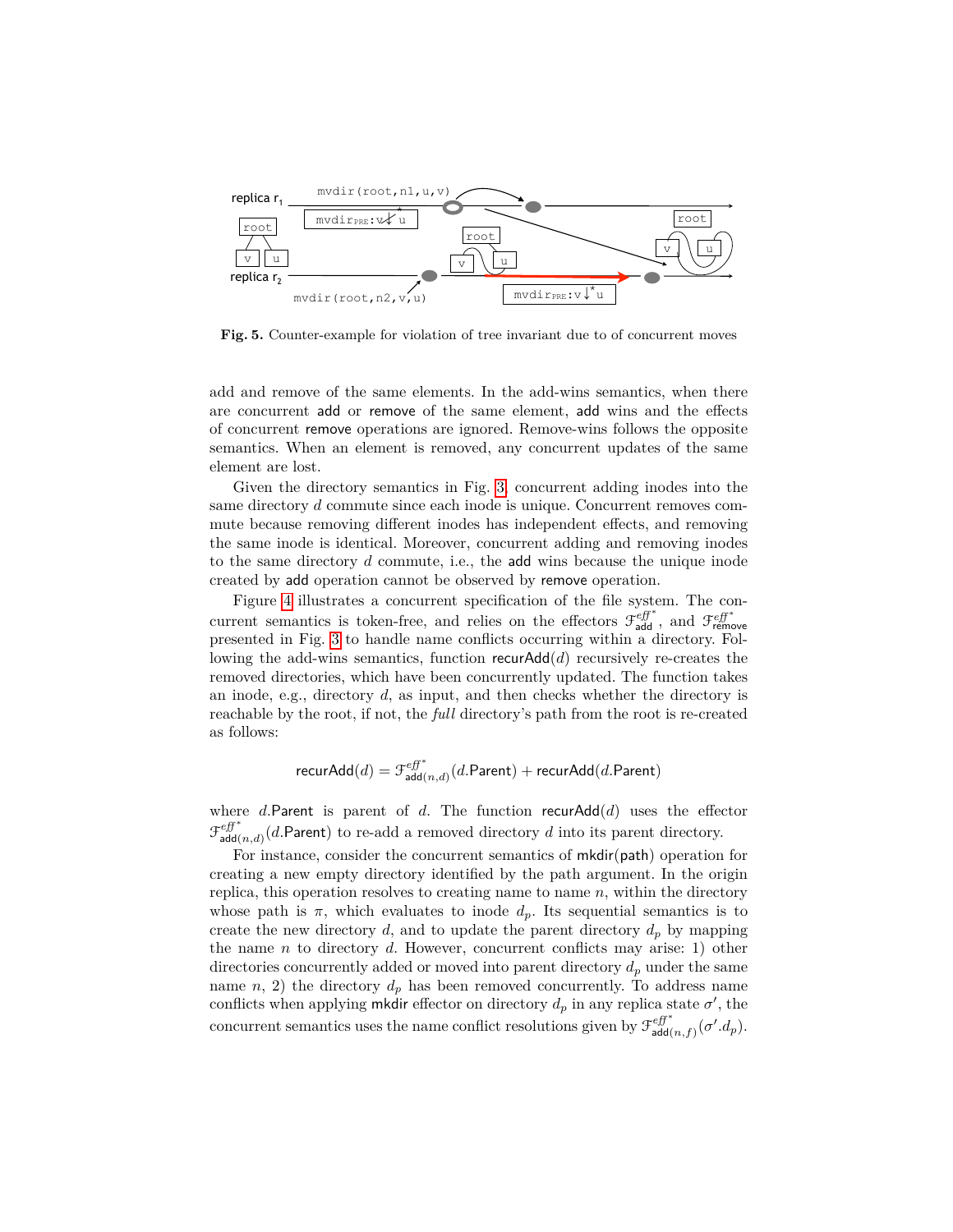Fig. 5. Counter-example for violation of tree invariant due to of concurrent moves

add and remove of the same elements. In the add-wins semantics, when there are concurrent add or remove of the same element, add wins and the effects of concurrent remove operations are ignored. Remove-wins follows the opposite semantics. When an element is removed, any concurrent updates of the same element are lost.

Given the directory semantics in Fig. 3, concurrent adding inodes into the same directory $d$ commute since each inode is unique. Concurrent removes commute because removing different inodes has independent effects, and removing the same inode is identical. Moreover, concurrent adding and removing inodes to the same directory $d$ commute, i.e., the add wins because the unique inode created by add operation cannot be observed by remove operation.

Figure 4 illustrates a concurrent specification of the file system. The concurrent semantics is token-free, and relies on the effectors $\mathcal{F}^{eff^*}_{\mathsf{add}}$, and $\mathcal{F}^{eff^*}_{\mathsf{remove}}$ presented in Fig. 3 to handle name conflicts occurring within a directory. Following the add-wins semantics, function $\mathsf{recurAdd}(d)$ recursively re-creates the removed directories, which have been concurrently updated. The function takes an inode, e.g., directory $d$, as input, and then checks whether the directory is reachable by the root, if not, the *full* directory's path from the root is re-created as follows:

$$\mathsf{recurAdd}(d) = \mathcal{F}^{eff^*}_{\mathsf{add}(n,d)}(d.\mathsf{Parent}) + \mathsf{recurAdd}(d.\mathsf{Parent})$$

where $d.\mathsf{Parent}$ is parent of $d$. The function $\mathsf{recurAdd}(d)$ uses the effector $\mathcal{F}^{eff^*}_{\mathsf{add}(n,d)}(d.\mathsf{Parent})$ to re-add a removed directory $d$ into its parent directory.

For instance, consider the concurrent semantics of $\mathsf{mkdir}(\mathsf{path})$ operation for creating a new empty directory identified by the path argument. In the origin replica, this operation resolves to creating name to name $n$, within the directory whose path is $\pi$, which evaluates to inode $d_p$. Its sequential semantics is to create the new directory $d$, and to update the parent directory $d_p$ by mapping the name $n$ to directory $d$. However, concurrent conflicts may arise: 1) other directories concurrently added or moved into parent directory $d_p$ under the same name $n$, 2) the directory $d_p$ has been removed concurrently. To address name conflicts when applying mkdir effector on directory $d_p$ in any replica state $\sigma'$, the concurrent semantics uses the name conflict resolutions given by $\mathcal{F}^{eff^*}_{\mathsf{add}(n,f)}(\sigma'.d_p)$.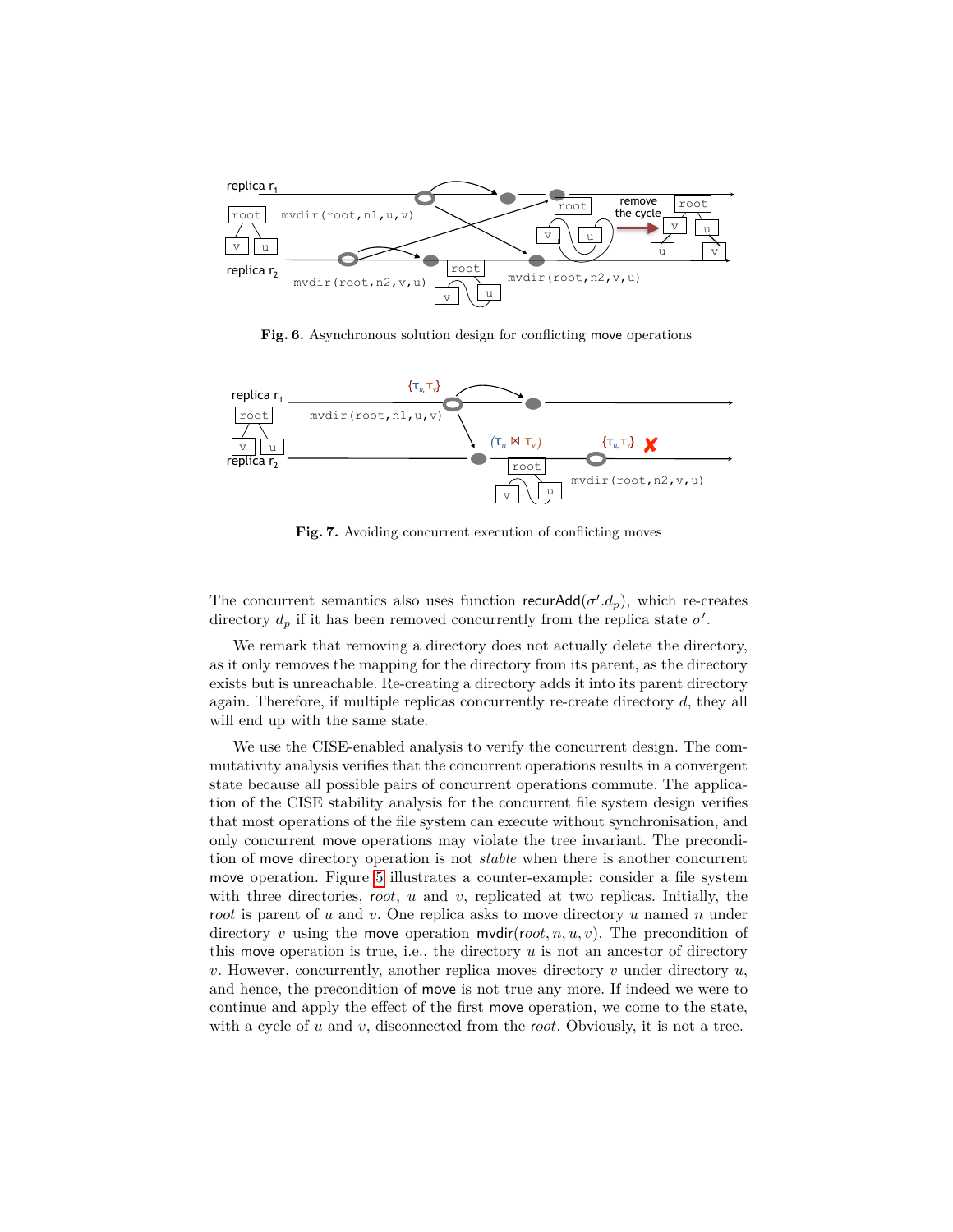**Fig. 6.** Asynchronous solution design for conflicting move operations

**Fig. 7.** Avoiding concurrent execution of conflicting moves

The concurrent semantics also uses function $\mathsf{recurAdd}(\sigma'.d_p)$, which re-creates directory $d_p$ if it has been removed concurrently from the replica state $\sigma'$.

We remark that removing a directory does not actually delete the directory, as it only removes the mapping for the directory from its parent, as the directory exists but is unreachable. Re-creating a directory adds it into its parent directory again. Therefore, if multiple replicas concurrently re-create directory $d$, they all will end up with the same state.

We use the CISE-enabled analysis to verify the concurrent design. The commutativity analysis verifies that the concurrent operations results in a convergent state because all possible pairs of concurrent operations commute. The application of the CISE stability analysis for the concurrent file system design verifies that most operations of the file system can execute without synchronisation, and only concurrent move operations may violate the tree invariant. The precondition of move directory operation is not *stable* when there is another concurrent move operation. Figure 5 illustrates a counter-example: consider a file system with three directories, $root$, $u$ and $v$, replicated at two replicas. Initially, the $root$ is parent of $u$ and $v$. One replica asks to move directory $u$ named $n$ under directory $v$ using the move operation $\mathsf{mvdir}(root, n, u, v)$. The precondition of this move operation is true, i.e., the directory $u$ is not an ancestor of directory $v$. However, concurrently, another replica moves directory $v$ under directory $u$, and hence, the precondition of move is not true any more. If indeed we were to continue and apply the effect of the first move operation, we come to the state, with a cycle of $u$ and $v$, disconnected from the $root$. Obviously, it is not a tree.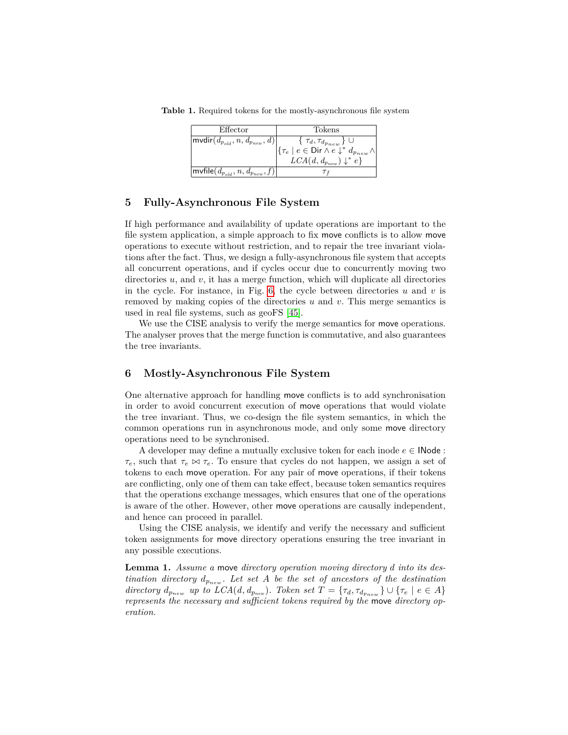**Table 1.** Required tokens for the mostly-asynchronous file system

| Effector | Tokens |
| --- | --- |
| $\mathsf{mvdir}(d_{p_{old}}, n, d_{p_{new}}, d)$ | $\{\ \tau_d, \tau_{d_{p_{new}}}\ \} \cup \{\tau_e \mid e \in \mathsf{Dir} \wedge e \downarrow^* d_{p_{new}} \wedge LCA(d, d_{p_{new}}) \downarrow^* e\}$ |
| $\mathsf{mvfile}(d_{p_{old}}, n, d_{p_{new}}, f)$ | $\tau_f$ |

## 5 Fully-Asynchronous File System

If high performance and availability of update operations are important to the file system application, a simple approach to fix move conflicts is to allow move operations to execute without restriction, and to repair the tree invariant violations after the fact. Thus, we design a fully-asynchronous file system that accepts all concurrent operations, and if cycles occur due to concurrently moving two directories $u$, and $v$, it has a merge function, which will duplicate all directories in the cycle. For instance, in Fig. 6, the cycle between directories $u$ and $v$ is removed by making copies of the directories $u$ and $v$. This merge semantics is used in real file systems, such as geoFS [45].

We use the CISE analysis to verify the merge semantics for move operations. The analyser proves that the merge function is commutative, and also guarantees the tree invariants.

## 6 Mostly-Asynchronous File System

One alternative approach for handling move conflicts is to add synchronisation in order to avoid concurrent execution of move operations that would violate the tree invariant. Thus, we co-design the file system semantics, in which the common operations run in asynchronous mode, and only some move directory operations need to be synchronised.

A developer may define a mutually exclusive token for each inode $e \in \mathsf{INode}$ : $\tau_e$, such that $\tau_e \bowtie \tau_e$. To ensure that cycles do not happen, we assign a set of tokens to each move operation. For any pair of move operations, if their tokens are conflicting, only one of them can take effect, because token semantics requires that the operations exchange messages, which ensures that one of the operations is aware of the other. However, other move operations are causally independent, and hence can proceed in parallel.

Using the CISE analysis, we identify and verify the necessary and sufficient token assignments for move directory operations ensuring the tree invariant in any possible executions.

**Lemma 1.** *Assume a* move *directory operation moving directory $d$ into its destination directory $d_{p_{new}}$. Let set $A$ be the set of ancestors of the destination directory $d_{p_{new}}$ up to $LCA(d, d_{p_{new}})$. Token set $T = \{\tau_d, \tau_{d_{p_{new}}}\} \cup \{\tau_e \mid e \in A\}$ represents the necessary and sufficient tokens required by the* move *directory operation.*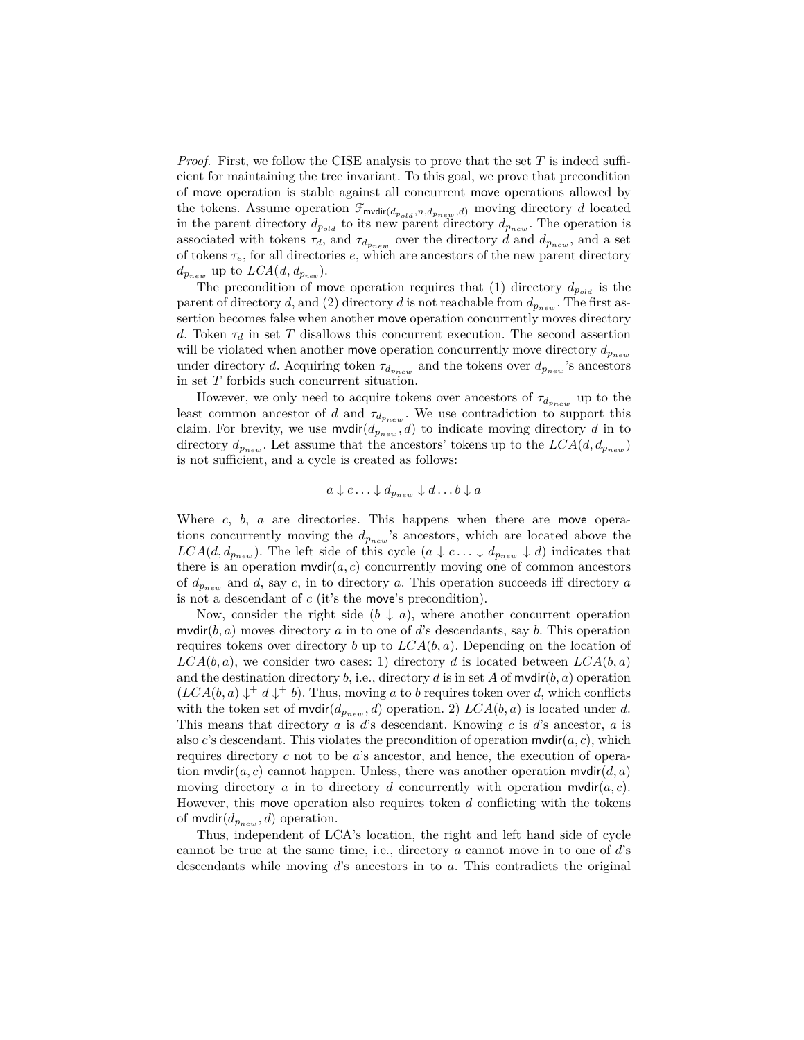*Proof.* First, we follow the CISE analysis to prove that the set $T$ is indeed sufficient for maintaining the tree invariant. To this goal, we prove that precondition of move operation is stable against all concurrent move operations allowed by the tokens. Assume operation $\mathcal{F}_{\mathsf{mvdir}(d_{p_{old}},n,d_{p_{new}},d)}$ moving directory $d$ located in the parent directory $d_{p_{old}}$ to its new parent directory $d_{p_{new}}$. The operation is associated with tokens $\tau_d$, and $\tau_{d_{p_{new}}}$ over the directory $d$ and $d_{p_{new}}$, and a set of tokens $\tau_e$, for all directories $e$, which are ancestors of the new parent directory $d_{p_{new}}$ up to $LCA(d, d_{p_{new}})$.

The precondition of move operation requires that (1) directory $d_{p_{old}}$ is the parent of directory $d$, and (2) directory $d$ is not reachable from $d_{p_{new}}$. The first assertion becomes false when another move operation concurrently moves directory $d$. Token $\tau_d$ in set $T$ disallows this concurrent execution. The second assertion will be violated when another move operation concurrently move directory $d_{p_{new}}$ under directory $d$. Acquiring token $\tau_{d_{p_{new}}}$ and the tokens over $d_{p_{new}}$'s ancestors in set $T$ forbids such concurrent situation.

However, we only need to acquire tokens over ancestors of $\tau_{d_{p_{new}}}$ up to the least common ancestor of $d$ and $\tau_{d_{p_{new}}}$. We use contradiction to support this claim. For brevity, we use $\mathsf{mvdir}(d_{p_{new}}, d)$ to indicate moving directory $d$ in to directory $d_{p_{new}}$. Let assume that the ancestors' tokens up to the $LCA(d, d_{p_{new}})$ is not sufficient, and a cycle is created as follows:

$$a \downarrow c \ldots \downarrow d_{p_{new}} \downarrow d \ldots b \downarrow a$$

Where $c$, $b$, $a$ are directories. This happens when there are move operations concurrently moving the $d_{p_{new}}$'s ancestors, which are located above the $LCA(d, d_{p_{new}})$. The left side of this cycle ($a \downarrow c \ldots \downarrow d_{p_{new}} \downarrow d$) indicates that there is an operation $\mathsf{mvdir}(a, c)$ concurrently moving one of common ancestors of $d_{p_{new}}$ and $d$, say $c$, in to directory $a$. This operation succeeds iff directory $a$ is not a descendant of $c$ (it's the move's precondition).

Now, consider the right side ($b \downarrow a$), where another concurrent operation $\mathsf{mvdir}(b, a)$ moves directory $a$ in to one of $d$'s descendants, say $b$. This operation requires tokens over directory $b$ up to $LCA(b, a)$. Depending on the location of $LCA(b, a)$, we consider two cases: 1) directory $d$ is located between $LCA(b, a)$ and the destination directory $b$, i.e., directory $d$ is in set $A$ of $\mathsf{mvdir}(b, a)$ operation ($LCA(b, a) \downarrow^+ d \downarrow^+ b$). Thus, moving $a$ to $b$ requires token over $d$, which conflicts with the token set of $\mathsf{mvdir}(d_{p_{new}}, d)$ operation. 2) $LCA(b, a)$ is located under $d$. This means that directory $a$ is $d$'s descendant. Knowing $c$ is $d$'s ancestor, $a$ is also $c$'s descendant. This violates the precondition of operation $\mathsf{mvdir}(a, c)$, which requires directory $c$ not to be $a$'s ancestor, and hence, the execution of operation $\mathsf{mvdir}(a, c)$ cannot happen. Unless, there was another operation $\mathsf{mvdir}(d, a)$ moving directory $a$ in to directory $d$ concurrently with operation $\mathsf{mvdir}(a, c)$. However, this move operation also requires token $d$ conflicting with the tokens of $\mathsf{mvdir}(d_{p_{new}}, d)$ operation.

Thus, independent of LCA's location, the right and left hand side of cycle cannot be true at the same time, i.e., directory $a$ cannot move in to one of $d$'s descendants while moving $d$'s ancestors in to $a$. This contradicts the original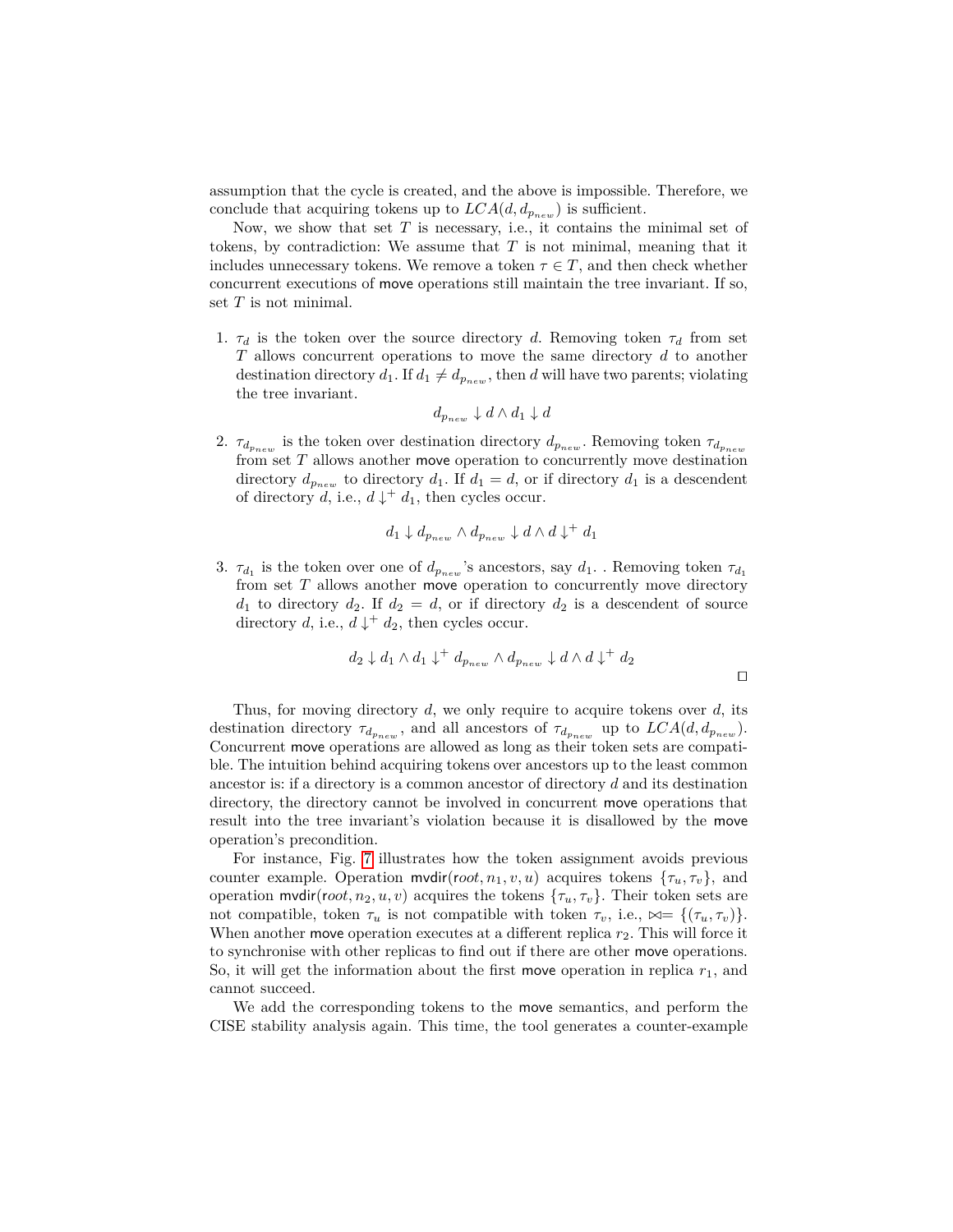assumption that the cycle is created, and the above is impossible. Therefore, we conclude that acquiring tokens up to $LCA(d, d_{p_{new}})$ is sufficient.

Now, we show that set $T$ is necessary, i.e., it contains the minimal set of tokens, by contradiction: We assume that $T$ is not minimal, meaning that it includes unnecessary tokens. We remove a token $\tau \in T$, and then check whether concurrent executions of move operations still maintain the tree invariant. If so, set $T$ is not minimal.

1. $\tau_d$ is the token over the source directory $d$. Removing token $\tau_d$ from set $T$ allows concurrent operations to move the same directory $d$ to another destination directory $d_1$. If $d_1 \neq d_{p_{new}}$, then $d$ will have two parents; violating the tree invariant.

$$d_{p_{new}} \downarrow d \wedge d_1 \downarrow d$$

2. $\tau_{d_{p_{new}}}$ is the token over destination directory $d_{p_{new}}$. Removing token $\tau_{d_{p_{new}}}$ from set $T$ allows another move operation to concurrently move destination directory $d_{p_{new}}$ to directory $d_1$. If $d_1 = d$, or if directory $d_1$ is a descendent of directory $d$, i.e., $d \downarrow^+ d_1$, then cycles occur.

$$d_1 \downarrow d_{p_{new}} \wedge d_{p_{new}} \downarrow d \wedge d \downarrow^+ d_1$$

3. $\tau_{d_1}$ is the token over one of $d_{p_{new}}$'s ancestors, say $d_1$. . Removing token $\tau_{d_1}$ from set $T$ allows another move operation to concurrently move directory $d_1$ to directory $d_2$. If $d_2 = d$, or if directory $d_2$ is a descendent of source directory $d$, i.e., $d \downarrow^+ d_2$, then cycles occur.

$$d_2 \downarrow d_1 \wedge d_1 \downarrow^+ d_{p_{new}} \wedge d_{p_{new}} \downarrow d \wedge d \downarrow^+ d_2$$

□

Thus, for moving directory $d$, we only require to acquire tokens over $d$, its destination directory $\tau_{d_{p_{new}}}$, and all ancestors of $\tau_{d_{p_{new}}}$ up to $LCA(d, d_{p_{new}})$. Concurrent move operations are allowed as long as their token sets are compatible. The intuition behind acquiring tokens over ancestors up to the least common ancestor is: if a directory is a common ancestor of directory $d$ and its destination directory, the directory cannot be involved in concurrent move operations that result into the tree invariant's violation because it is disallowed by the move operation's precondition.

For instance, Fig. 7 illustrates how the token assignment avoids previous counter example. Operation $\mathsf{mvdir}(root, n_1, v, u)$ acquires tokens $\{\tau_u, \tau_v\}$, and operation $\mathsf{mvdir}(root, n_2, u, v)$ acquires the tokens $\{\tau_u, \tau_v\}$. Their token sets are not compatible, token $\tau_u$ is not compatible with token $\tau_v$, i.e., $\bowtie = \{(\tau_u, \tau_v)\}$. When another move operation executes at a different replica $r_2$. This will force it to synchronise with other replicas to find out if there are other move operations. So, it will get the information about the first move operation in replica $r_1$, and cannot succeed.

We add the corresponding tokens to the move semantics, and perform the CISE stability analysis again. This time, the tool generates a counter-example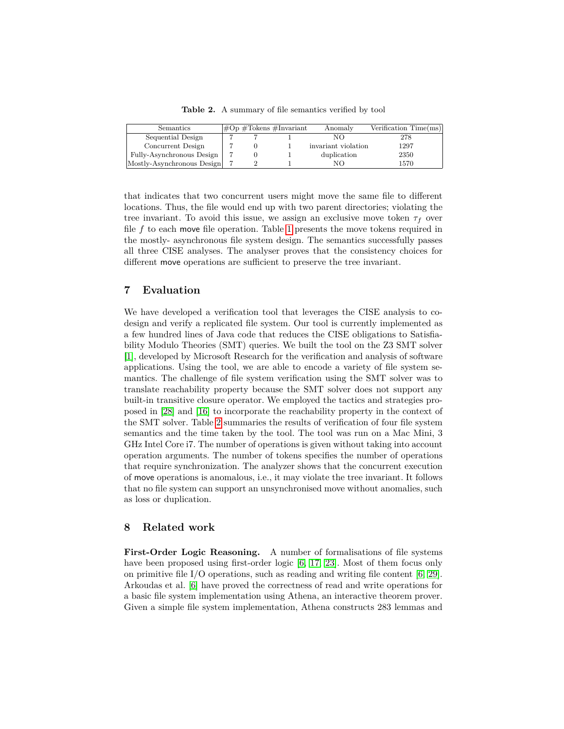**Table 2.** A summary of file semantics verified by tool

| Semantics | #Op | #Tokens | #Invariant | Anomaly | Verification Time(ms) |
|---|---|---|---|---|---|
| Sequential Design | 7 | 7 | 1 | NO | 278 |
| Concurrent Design | 7 | 0 | 1 | invariant violation | 1297 |
| Fully-Asynchronous Design | 7 | 0 | 1 | duplication | 2350 |
| Mostly-Asynchronous Design | 7 | 2 | 1 | NO | 1570 |

that indicates that two concurrent users might move the same file to different locations. Thus, the file would end up with two parent directories; violating the tree invariant. To avoid this issue, we assign an exclusive move token $\tau_f$ over file $f$ to each move file operation. Table 1 presents the move tokens required in the mostly- asynchronous file system design. The semantics successfully passes all three CISE analyses. The analyser proves that the consistency choices for different move operations are sufficient to preserve the tree invariant.

## 7 Evaluation

We have developed a verification tool that leverages the CISE analysis to co-design and verify a replicated file system. Our tool is currently implemented as a few hundred lines of Java code that reduces the CISE obligations to Satisfiability Modulo Theories (SMT) queries. We built the tool on the Z3 SMT solver [1], developed by Microsoft Research for the verification and analysis of software applications. Using the tool, we are able to encode a variety of file system semantics. The challenge of file system verification using the SMT solver was to translate reachability property because the SMT solver does not support any built-in transitive closure operator. We employed the tactics and strategies proposed in [28] and [16] to incorporate the reachability property in the context of the SMT solver. Table 2 summaries the results of verification of four file system semantics and the time taken by the tool. The tool was run on a Mac Mini, 3 GHz Intel Core i7. The number of operations is given without taking into account operation arguments. The number of tokens specifies the number of operations that require synchronization. The analyzer shows that the concurrent execution of move operations is anomalous, i.e., it may violate the tree invariant. It follows that no file system can support an unsynchronised move without anomalies, such as loss or duplication.

## 8 Related work

**First-Order Logic Reasoning.** A number of formalisations of file systems have been proposed using first-order logic [6, 17, 23]. Most of them focus only on primitive file I/O operations, such as reading and writing file content [6, 29]. Arkoudas et al. [6] have proved the correctness of read and write operations for a basic file system implementation using Athena, an interactive theorem prover. Given a simple file system implementation, Athena constructs 283 lemmas and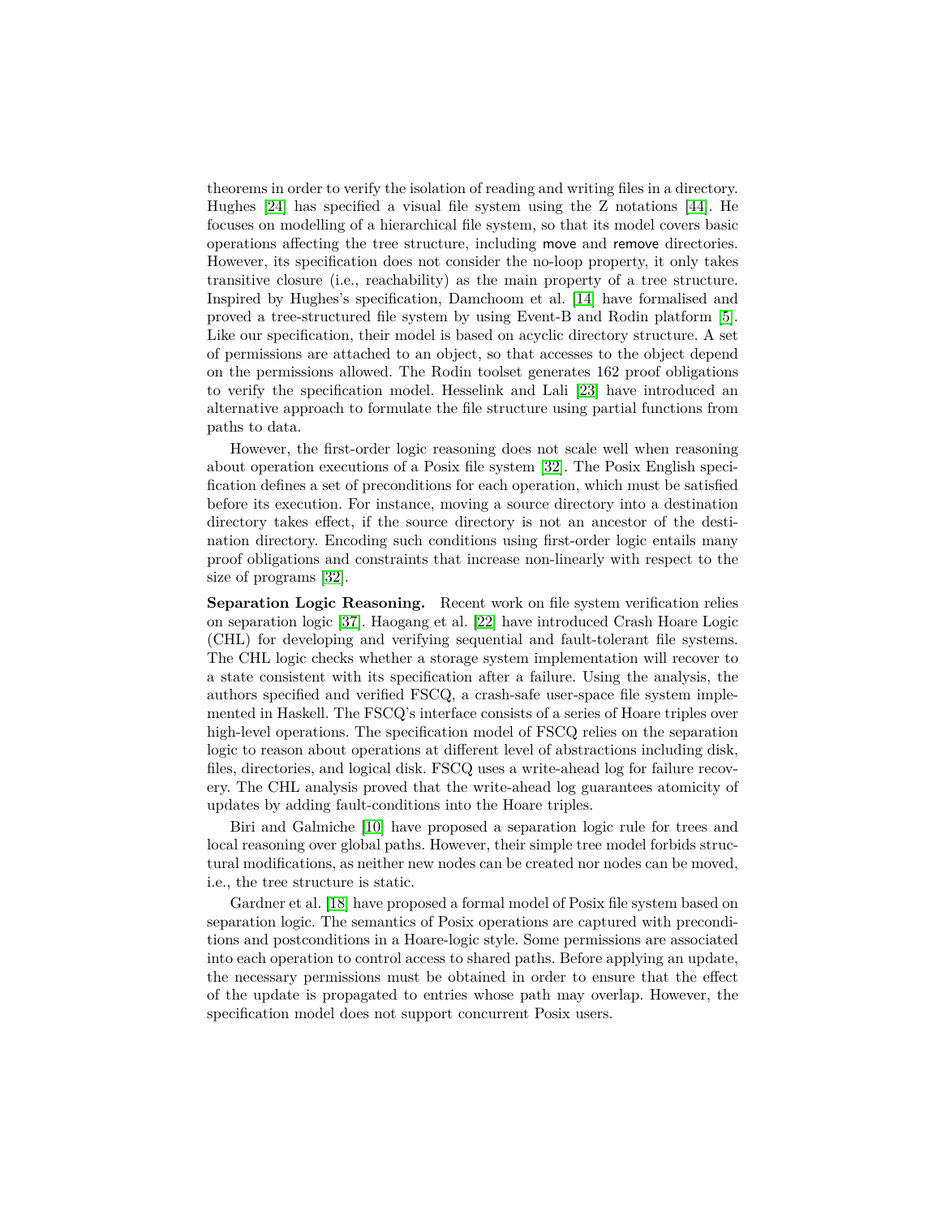theorems in order to verify the isolation of reading and writing files in a directory. Hughes [24] has specified a visual file system using the Z notations [44]. He focuses on modelling of a hierarchical file system, so that its model covers basic operations affecting the tree structure, including move and remove directories. However, its specification does not consider the no-loop property, it only takes transitive closure (i.e., reachability) as the main property of a tree structure. Inspired by Hughes's specification, Damchoom et al. [14] have formalised and proved a tree-structured file system by using Event-B and Rodin platform [5]. Like our specification, their model is based on acyclic directory structure. A set of permissions are attached to an object, so that accesses to the object depend on the permissions allowed. The Rodin toolset generates 162 proof obligations to verify the specification model. Hesselink and Lali [23] have introduced an alternative approach to formulate the file structure using partial functions from paths to data.

However, the first-order logic reasoning does not scale well when reasoning about operation executions of a Posix file system [32]. The Posix English specification defines a set of preconditions for each operation, which must be satisfied before its execution. For instance, moving a source directory into a destination directory takes effect, if the source directory is not an ancestor of the destination directory. Encoding such conditions using first-order logic entails many proof obligations and constraints that increase non-linearly with respect to the size of programs [32].

**Separation Logic Reasoning.** Recent work on file system verification relies on separation logic [37]. Haogang et al. [22] have introduced Crash Hoare Logic (CHL) for developing and verifying sequential and fault-tolerant file systems. The CHL logic checks whether a storage system implementation will recover to a state consistent with its specification after a failure. Using the analysis, the authors specified and verified FSCQ, a crash-safe user-space file system implemented in Haskell. The FSCQ's interface consists of a series of Hoare triples over high-level operations. The specification model of FSCQ relies on the separation logic to reason about operations at different level of abstractions including disk, files, directories, and logical disk. FSCQ uses a write-ahead log for failure recovery. The CHL analysis proved that the write-ahead log guarantees atomicity of updates by adding fault-conditions into the Hoare triples.

Biri and Galmiche [10] have proposed a separation logic rule for trees and local reasoning over global paths. However, their simple tree model forbids structural modifications, as neither new nodes can be created nor nodes can be moved, i.e., the tree structure is static.

Gardner et al. [18] have proposed a formal model of Posix file system based on separation logic. The semantics of Posix operations are captured with preconditions and postconditions in a Hoare-logic style. Some permissions are associated into each operation to control access to shared paths. Before applying an update, the necessary permissions must be obtained in order to ensure that the effect of the update is propagated to entries whose path may overlap. However, the specification model does not support concurrent Posix users.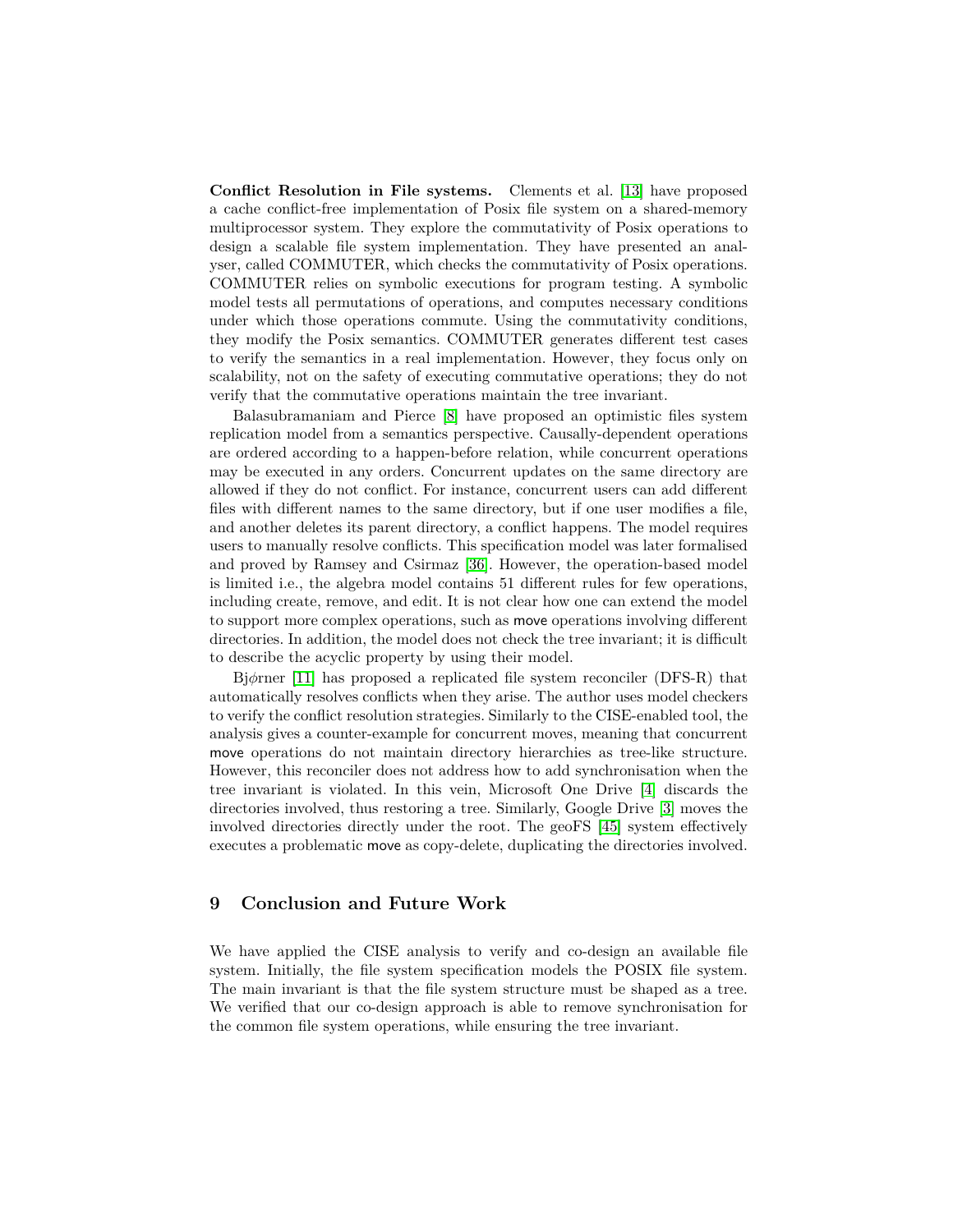**Conflict Resolution in File systems.** Clements et al. [13] have proposed a cache conflict-free implementation of Posix file system on a shared-memory multiprocessor system. They explore the commutativity of Posix operations to design a scalable file system implementation. They have presented an analyser, called COMMUTER, which checks the commutativity of Posix operations. COMMUTER relies on symbolic executions for program testing. A symbolic model tests all permutations of operations, and computes necessary conditions under which those operations commute. Using the commutativity conditions, they modify the Posix semantics. COMMUTER generates different test cases to verify the semantics in a real implementation. However, they focus only on scalability, not on the safety of executing commutative operations; they do not verify that the commutative operations maintain the tree invariant.

Balasubramaniam and Pierce [8] have proposed an optimistic files system replication model from a semantics perspective. Causally-dependent operations are ordered according to a happen-before relation, while concurrent operations may be executed in any orders. Concurrent updates on the same directory are allowed if they do not conflict. For instance, concurrent users can add different files with different names to the same directory, but if one user modifies a file, and another deletes its parent directory, a conflict happens. The model requires users to manually resolve conflicts. This specification model was later formalised and proved by Ramsey and Csirmaz [36]. However, the operation-based model is limited i.e., the algebra model contains 51 different rules for few operations, including create, remove, and edit. It is not clear how one can extend the model to support more complex operations, such as move operations involving different directories. In addition, the model does not check the tree invariant; it is difficult to describe the acyclic property by using their model.

Bj$\phi$rner [11] has proposed a replicated file system reconciler (DFS-R) that automatically resolves conflicts when they arise. The author uses model checkers to verify the conflict resolution strategies. Similarly to the CISE-enabled tool, the analysis gives a counter-example for concurrent moves, meaning that concurrent move operations do not maintain directory hierarchies as tree-like structure. However, this reconciler does not address how to add synchronisation when the tree invariant is violated. In this vein, Microsoft One Drive [4] discards the directories involved, thus restoring a tree. Similarly, Google Drive [3] moves the involved directories directly under the root. The geoFS [45] system effectively executes a problematic move as copy-delete, duplicating the directories involved.

## 9 Conclusion and Future Work

We have applied the CISE analysis to verify and co-design an available file system. Initially, the file system specification models the POSIX file system. The main invariant is that the file system structure must be shaped as a tree. We verified that our co-design approach is able to remove synchronisation for the common file system operations, while ensuring the tree invariant.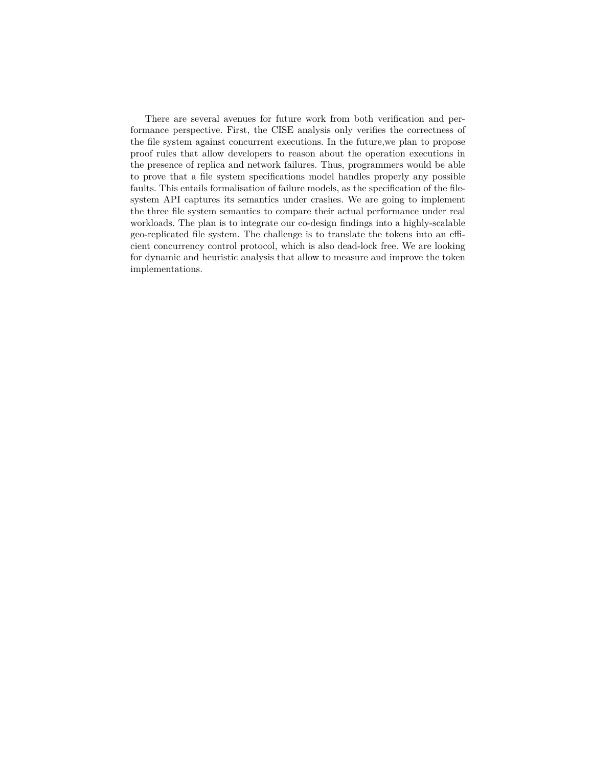There are several avenues for future work from both verification and performance perspective. First, the CISE analysis only verifies the correctness of the file system against concurrent executions. In the future,we plan to propose proof rules that allow developers to reason about the operation executions in the presence of replica and network failures. Thus, programmers would be able to prove that a file system specifications model handles properly any possible faults. This entails formalisation of failure models, as the specification of the file-system API captures its semantics under crashes. We are going to implement the three file system semantics to compare their actual performance under real workloads. The plan is to integrate our co-design findings into a highly-scalable geo-replicated file system. The challenge is to translate the tokens into an efficient concurrency control protocol, which is also dead-lock free. We are looking for dynamic and heuristic analysis that allow to measure and improve the token implementations.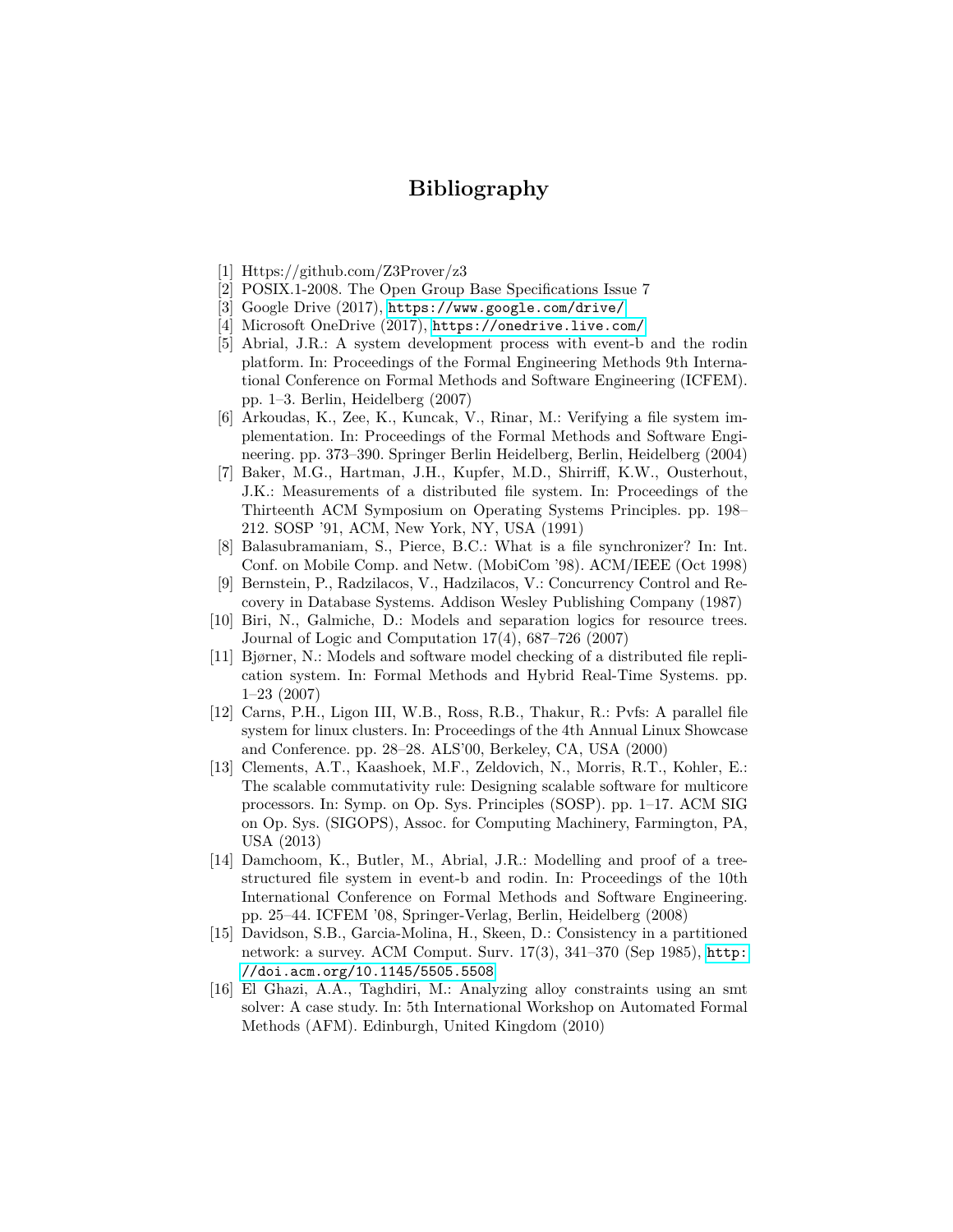# Bibliography

[1] Https://github.com/Z3Prover/z3

[2] POSIX.1-2008. The Open Group Base Specifications Issue 7

[3] Google Drive (2017), https://www.google.com/drive/

[4] Microsoft OneDrive (2017), https://onedrive.live.com/

[5] Abrial, J.R.: A system development process with event-b and the rodin platform. In: Proceedings of the Formal Engineering Methods 9th International Conference on Formal Methods and Software Engineering (ICFEM). pp. 1–3. Berlin, Heidelberg (2007)

[6] Arkoudas, K., Zee, K., Kuncak, V., Rinar, M.: Verifying a file system implementation. In: Proceedings of the Formal Methods and Software Engineering. pp. 373–390. Springer Berlin Heidelberg, Berlin, Heidelberg (2004)

[7] Baker, M.G., Hartman, J.H., Kupfer, M.D., Shirriff, K.W., Ousterhout, J.K.: Measurements of a distributed file system. In: Proceedings of the Thirteenth ACM Symposium on Operating Systems Principles. pp. 198–212. SOSP '91, ACM, New York, NY, USA (1991)

[8] Balasubramaniam, S., Pierce, B.C.: What is a file synchronizer? In: Int. Conf. on Mobile Comp. and Netw. (MobiCom '98). ACM/IEEE (Oct 1998)

[9] Bernstein, P., Radzilacos, V., Hadzilacos, V.: Concurrency Control and Recovery in Database Systems. Addison Wesley Publishing Company (1987)

[10] Biri, N., Galmiche, D.: Models and separation logics for resource trees. Journal of Logic and Computation 17(4), 687–726 (2007)

[11] Bjørner, N.: Models and software model checking of a distributed file replication system. In: Formal Methods and Hybrid Real-Time Systems. pp. 1–23 (2007)

[12] Carns, P.H., Ligon III, W.B., Ross, R.B., Thakur, R.: Pvfs: A parallel file system for linux clusters. In: Proceedings of the 4th Annual Linux Showcase and Conference. pp. 28–28. ALS'00, Berkeley, CA, USA (2000)

[13] Clements, A.T., Kaashoek, M.F., Zeldovich, N., Morris, R.T., Kohler, E.: The scalable commutativity rule: Designing scalable software for multicore processors. In: Symp. on Op. Sys. Principles (SOSP). pp. 1–17. ACM SIG on Op. Sys. (SIGOPS), Assoc. for Computing Machinery, Farmington, PA, USA (2013)

[14] Damchoom, K., Butler, M., Abrial, J.R.: Modelling and proof of a tree-structured file system in event-b and rodin. In: Proceedings of the 10th International Conference on Formal Methods and Software Engineering. pp. 25–44. ICFEM '08, Springer-Verlag, Berlin, Heidelberg (2008)

[15] Davidson, S.B., Garcia-Molina, H., Skeen, D.: Consistency in a partitioned network: a survey. ACM Comput. Surv. 17(3), 341–370 (Sep 1985), http://doi.acm.org/10.1145/5505.5508

[16] El Ghazi, A.A., Taghdiri, M.: Analyzing alloy constraints using an smt solver: A case study. In: 5th International Workshop on Automated Formal Methods (AFM). Edinburgh, United Kingdom (2010)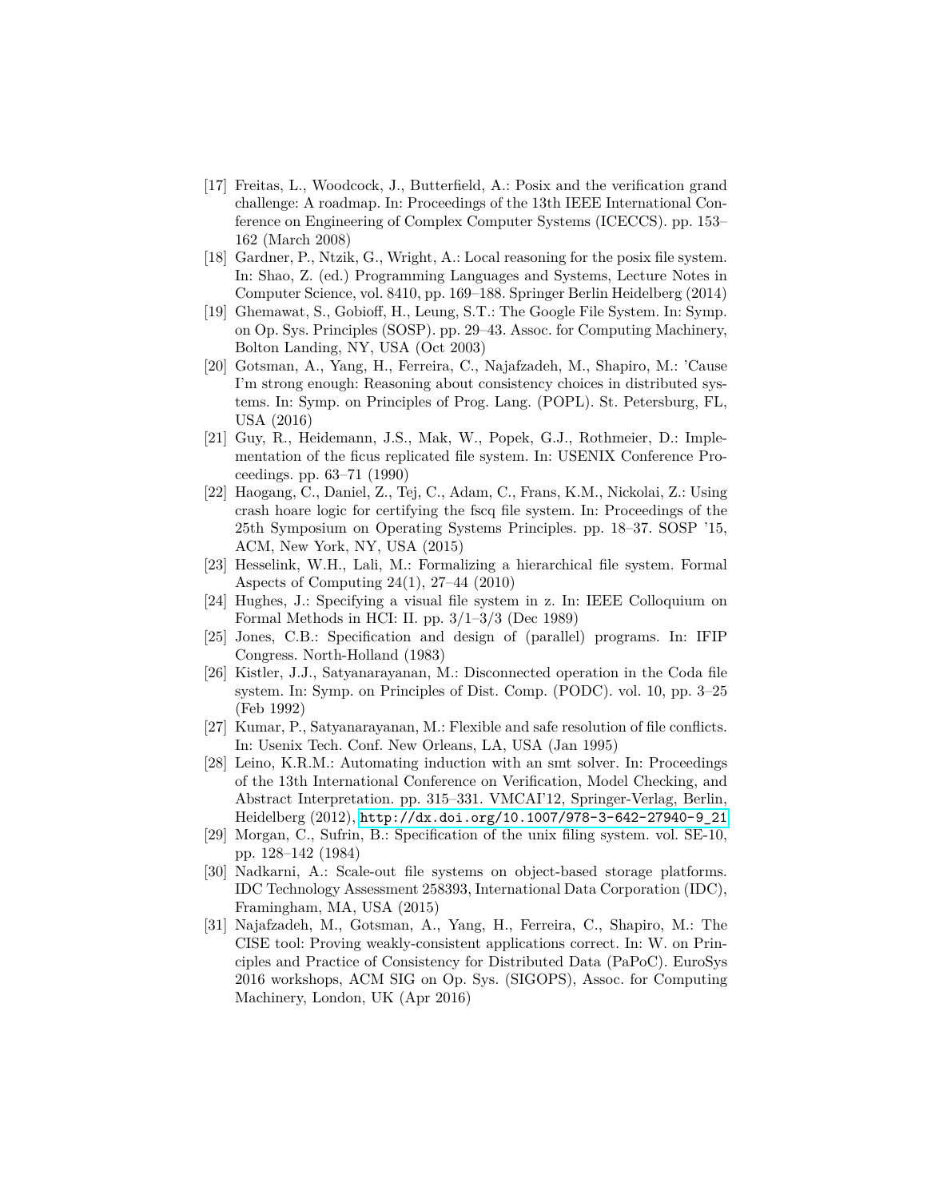[17] Freitas, L., Woodcock, J., Butterfield, A.: Posix and the verification grand challenge: A roadmap. In: Proceedings of the 13th IEEE International Conference on Engineering of Complex Computer Systems (ICECCS). pp. 153–162 (March 2008)

[18] Gardner, P., Ntzik, G., Wright, A.: Local reasoning for the posix file system. In: Shao, Z. (ed.) Programming Languages and Systems, Lecture Notes in Computer Science, vol. 8410, pp. 169–188. Springer Berlin Heidelberg (2014)

[19] Ghemawat, S., Gobioff, H., Leung, S.T.: The Google File System. In: Symp. on Op. Sys. Principles (SOSP). pp. 29–43. Assoc. for Computing Machinery, Bolton Landing, NY, USA (Oct 2003)

[20] Gotsman, A., Yang, H., Ferreira, C., Najafzadeh, M., Shapiro, M.: 'Cause I'm strong enough: Reasoning about consistency choices in distributed systems. In: Symp. on Principles of Prog. Lang. (POPL). St. Petersburg, FL, USA (2016)

[21] Guy, R., Heidemann, J.S., Mak, W., Popek, G.J., Rothmeier, D.: Implementation of the ficus replicated file system. In: USENIX Conference Proceedings. pp. 63–71 (1990)

[22] Haogang, C., Daniel, Z., Tej, C., Adam, C., Frans, K.M., Nickolai, Z.: Using crash hoare logic for certifying the fscq file system. In: Proceedings of the 25th Symposium on Operating Systems Principles. pp. 18–37. SOSP '15, ACM, New York, NY, USA (2015)

[23] Hesselink, W.H., Lali, M.: Formalizing a hierarchical file system. Formal Aspects of Computing 24(1), 27–44 (2010)

[24] Hughes, J.: Specifying a visual file system in z. In: IEEE Colloquium on Formal Methods in HCI: II. pp. 3/1–3/3 (Dec 1989)

[25] Jones, C.B.: Specification and design of (parallel) programs. In: IFIP Congress. North-Holland (1983)

[26] Kistler, J.J., Satyanarayanan, M.: Disconnected operation in the Coda file system. In: Symp. on Principles of Dist. Comp. (PODC). vol. 10, pp. 3–25 (Feb 1992)

[27] Kumar, P., Satyanarayanan, M.: Flexible and safe resolution of file conflicts. In: Usenix Tech. Conf. New Orleans, LA, USA (Jan 1995)

[28] Leino, K.R.M.: Automating induction with an smt solver. In: Proceedings of the 13th International Conference on Verification, Model Checking, and Abstract Interpretation. pp. 315–331. VMCAI'12, Springer-Verlag, Berlin, Heidelberg (2012), http://dx.doi.org/10.1007/978-3-642-27940-9_21

[29] Morgan, C., Sufrin, B.: Specification of the unix filing system. vol. SE-10, pp. 128–142 (1984)

[30] Nadkarni, A.: Scale-out file systems on object-based storage platforms. IDC Technology Assessment 258393, International Data Corporation (IDC), Framingham, MA, USA (2015)

[31] Najafzadeh, M., Gotsman, A., Yang, H., Ferreira, C., Shapiro, M.: The CISE tool: Proving weakly-consistent applications correct. In: W. on Principles and Practice of Consistency for Distributed Data (PaPoC). EuroSys 2016 workshops, ACM SIG on Op. Sys. (SIGOPS), Assoc. for Computing Machinery, London, UK (Apr 2016)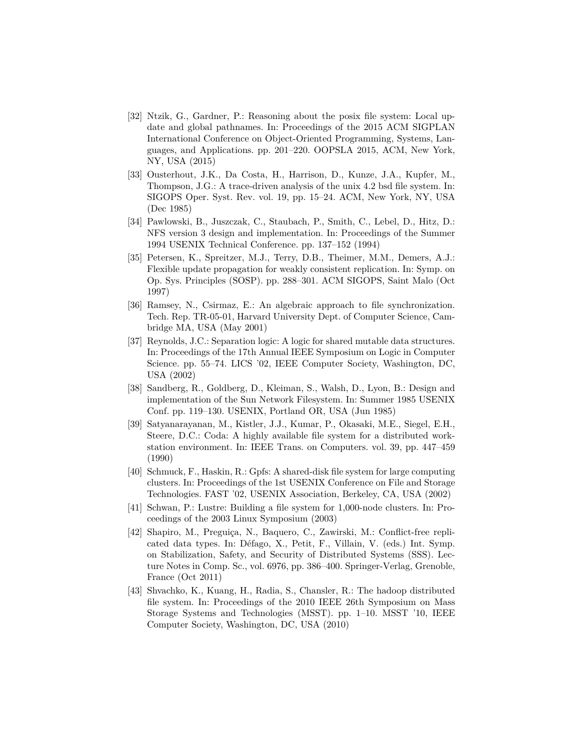[32] Ntzik, G., Gardner, P.: Reasoning about the posix file system: Local update and global pathnames. In: Proceedings of the 2015 ACM SIGPLAN International Conference on Object-Oriented Programming, Systems, Languages, and Applications. pp. 201–220. OOPSLA 2015, ACM, New York, NY, USA (2015)

[33] Ousterhout, J.K., Da Costa, H., Harrison, D., Kunze, J.A., Kupfer, M., Thompson, J.G.: A trace-driven analysis of the unix 4.2 bsd file system. In: SIGOPS Oper. Syst. Rev. vol. 19, pp. 15–24. ACM, New York, NY, USA (Dec 1985)

[34] Pawlowski, B., Juszczak, C., Staubach, P., Smith, C., Lebel, D., Hitz, D.: NFS version 3 design and implementation. In: Proceedings of the Summer 1994 USENIX Technical Conference. pp. 137–152 (1994)

[35] Petersen, K., Spreitzer, M.J., Terry, D.B., Theimer, M.M., Demers, A.J.: Flexible update propagation for weakly consistent replication. In: Symp. on Op. Sys. Principles (SOSP). pp. 288–301. ACM SIGOPS, Saint Malo (Oct 1997)

[36] Ramsey, N., Csirmaz, E.: An algebraic approach to file synchronization. Tech. Rep. TR-05-01, Harvard University Dept. of Computer Science, Cambridge MA, USA (May 2001)

[37] Reynolds, J.C.: Separation logic: A logic for shared mutable data structures. In: Proceedings of the 17th Annual IEEE Symposium on Logic in Computer Science. pp. 55–74. LICS '02, IEEE Computer Society, Washington, DC, USA (2002)

[38] Sandberg, R., Goldberg, D., Kleiman, S., Walsh, D., Lyon, B.: Design and implementation of the Sun Network Filesystem. In: Summer 1985 USENIX Conf. pp. 119–130. USENIX, Portland OR, USA (Jun 1985)

[39] Satyanarayanan, M., Kistler, J.J., Kumar, P., Okasaki, M.E., Siegel, E.H., Steere, D.C.: Coda: A highly available file system for a distributed workstation environment. In: IEEE Trans. on Computers. vol. 39, pp. 447–459 (1990)

[40] Schmuck, F., Haskin, R.: Gpfs: A shared-disk file system for large computing clusters. In: Proceedings of the 1st USENIX Conference on File and Storage Technologies. FAST '02, USENIX Association, Berkeley, CA, USA (2002)

[41] Schwan, P.: Lustre: Building a file system for 1,000-node clusters. In: Proceedings of the 2003 Linux Symposium (2003)

[42] Shapiro, M., Preguiça, N., Baquero, C., Zawirski, M.: Conflict-free replicated data types. In: Défago, X., Petit, F., Villain, V. (eds.) Int. Symp. on Stabilization, Safety, and Security of Distributed Systems (SSS). Lecture Notes in Comp. Sc., vol. 6976, pp. 386–400. Springer-Verlag, Grenoble, France (Oct 2011)

[43] Shvachko, K., Kuang, H., Radia, S., Chansler, R.: The hadoop distributed file system. In: Proceedings of the 2010 IEEE 26th Symposium on Mass Storage Systems and Technologies (MSST). pp. 1–10. MSST '10, IEEE Computer Society, Washington, DC, USA (2010)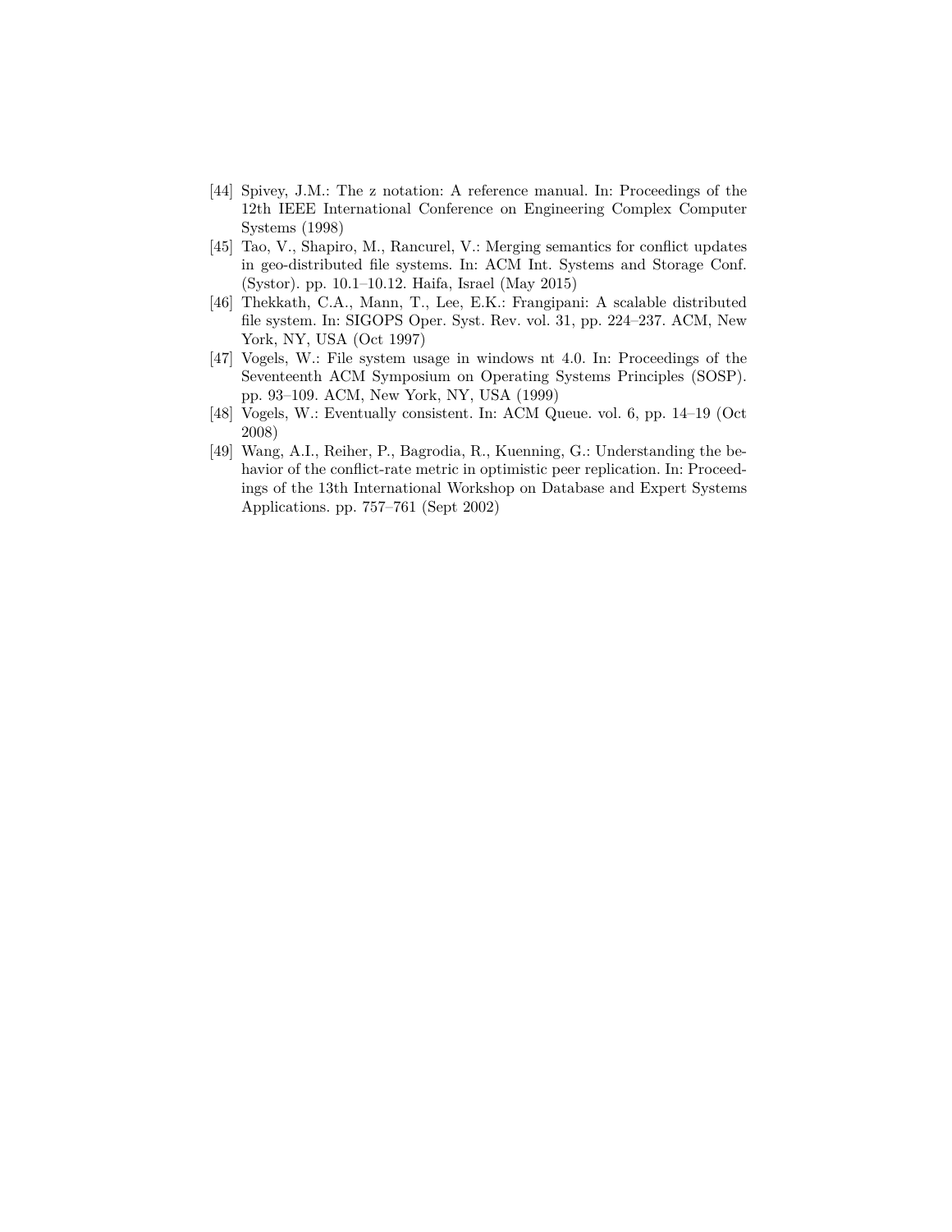[44] Spivey, J.M.: The z notation: A reference manual. In: Proceedings of the 12th IEEE International Conference on Engineering Complex Computer Systems (1998)

[45] Tao, V., Shapiro, M., Rancurel, V.: Merging semantics for conflict updates in geo-distributed file systems. In: ACM Int. Systems and Storage Conf. (Systor). pp. 10.1–10.12. Haifa, Israel (May 2015)

[46] Thekkath, C.A., Mann, T., Lee, E.K.: Frangipani: A scalable distributed file system. In: SIGOPS Oper. Syst. Rev. vol. 31, pp. 224–237. ACM, New York, NY, USA (Oct 1997)

[47] Vogels, W.: File system usage in windows nt 4.0. In: Proceedings of the Seventeenth ACM Symposium on Operating Systems Principles (SOSP). pp. 93–109. ACM, New York, NY, USA (1999)

[48] Vogels, W.: Eventually consistent. In: ACM Queue. vol. 6, pp. 14–19 (Oct 2008)

[49] Wang, A.I., Reiher, P., Bagrodia, R., Kuenning, G.: Understanding the behavior of the conflict-rate metric in optimistic peer replication. In: Proceedings of the 13th International Workshop on Database and Expert Systems Applications. pp. 757–761 (Sept 2002)